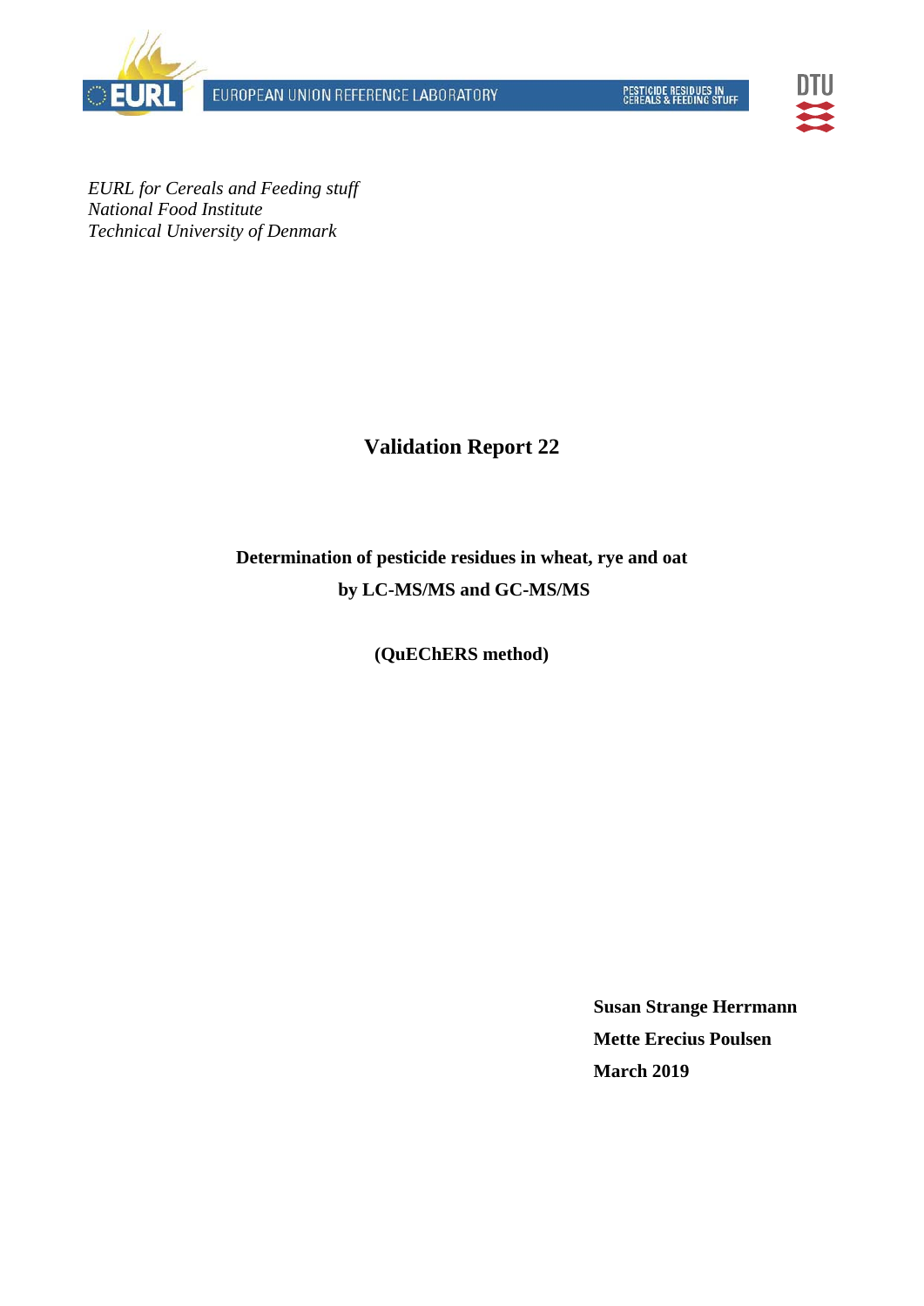*EURL for Cereals and Feeding stuff*
*National Food Institute*
*Technical University of Denmark*

# Validation Report 22

**Determination of pesticide residues in wheat, rye and oat**
**by LC-MS/MS and GC-MS/MS**

**(QuEChERS method)**

**Susan Strange Herrmann**
**Mette Erecius Poulsen**
**March 2019**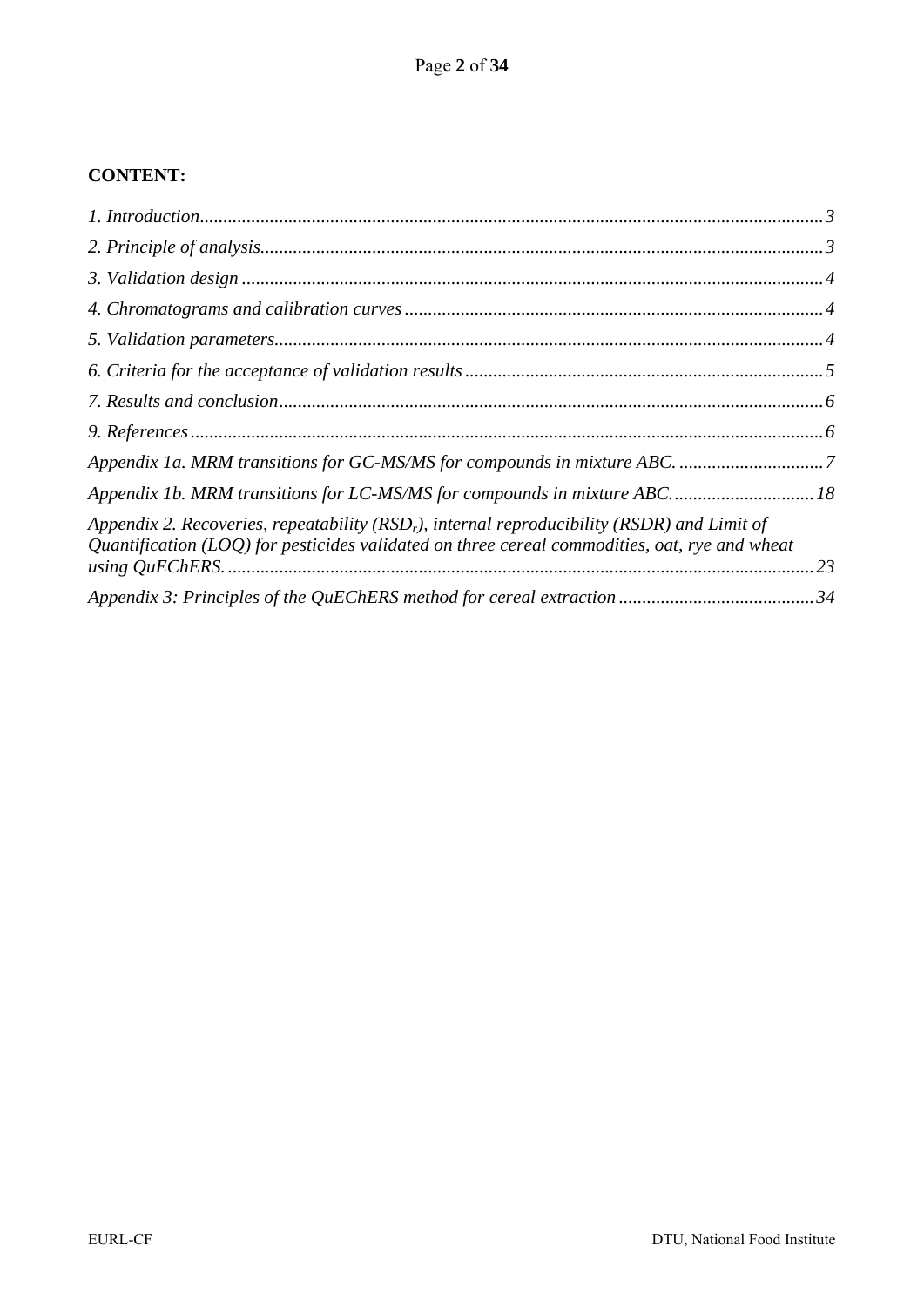**CONTENT:**

*1. Introduction* ... *3*

*2. Principle of analysis* ... *3*

*3. Validation design* ... *4*

*4. Chromatograms and calibration curves* ... *4*

*5. Validation parameters* ... *4*

*6. Criteria for the acceptance of validation results* ... *5*

*7. Results and conclusion* ... *6*

*9. References* ... *6*

*Appendix 1a. MRM transitions for GC-MS/MS for compounds in mixture ABC.* ... *7*

*Appendix 1b. MRM transitions for LC-MS/MS for compounds in mixture ABC.* ... *18*

*Appendix 2. Recoveries, repeatability ($RSD_r$), internal reproducibility (RSDR) and Limit of Quantification (LOQ) for pesticides validated on three cereal commodities, oat, rye and wheat using QuEChERS.* ... *23*

*Appendix 3: Principles of the QuEChERS method for cereal extraction* ... *34*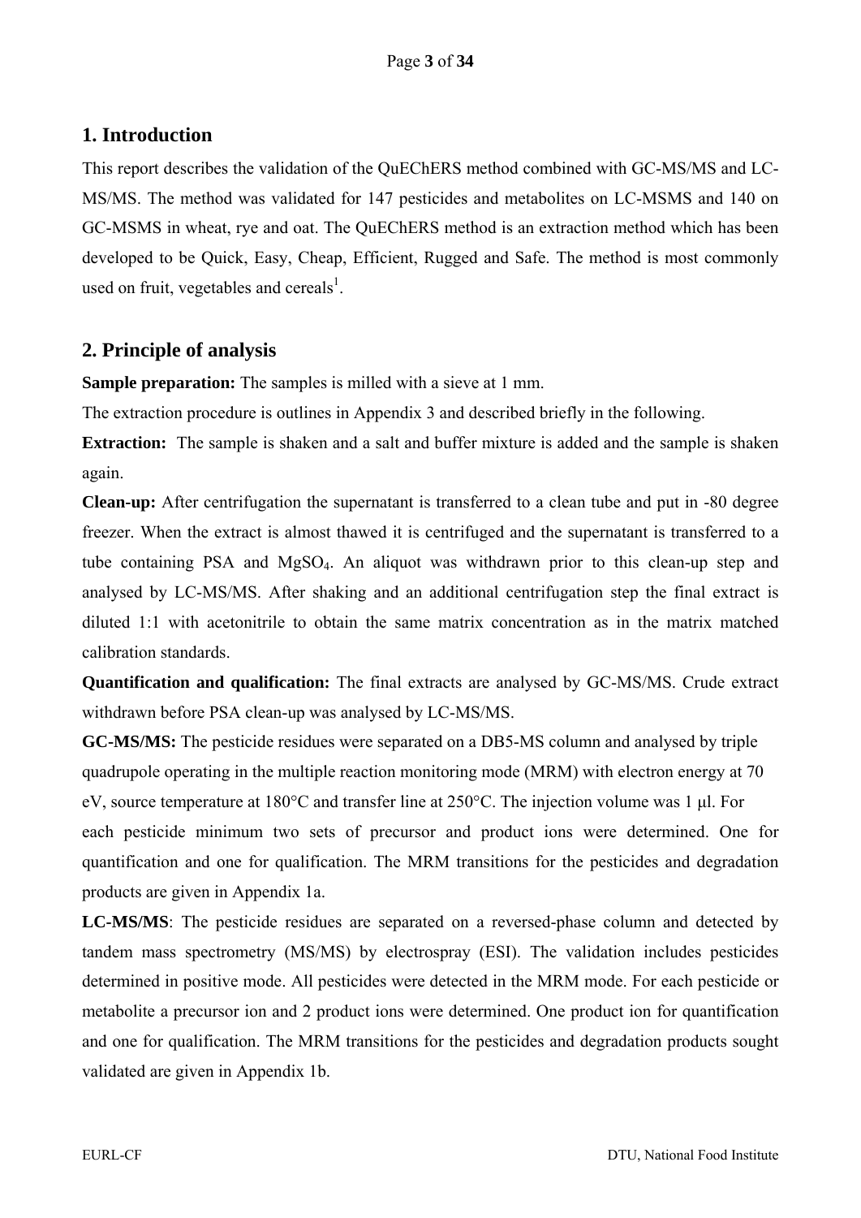## 1. Introduction

This report describes the validation of the QuEChERS method combined with GC-MS/MS and LC-MS/MS. The method was validated for 147 pesticides and metabolites on LC-MSMS and 140 on GC-MSMS in wheat, rye and oat. The QuEChERS method is an extraction method which has been developed to be Quick, Easy, Cheap, Efficient, Rugged and Safe. The method is most commonly used on fruit, vegetables and cereals[1].

## 2. Principle of analysis

**Sample preparation:** The samples is milled with a sieve at 1 mm.

The extraction procedure is outlines in Appendix 3 and described briefly in the following.

**Extraction:** The sample is shaken and a salt and buffer mixture is added and the sample is shaken again.

**Clean-up:** After centrifugation the supernatant is transferred to a clean tube and put in -80 degree freezer. When the extract is almost thawed it is centrifuged and the supernatant is transferred to a tube containing PSA and $MgSO_4$. An aliquot was withdrawn prior to this clean-up step and analysed by LC-MS/MS. After shaking and an additional centrifugation step the final extract is diluted 1:1 with acetonitrile to obtain the same matrix concentration as in the matrix matched calibration standards.

**Quantification and qualification:** The final extracts are analysed by GC-MS/MS. Crude extract withdrawn before PSA clean-up was analysed by LC-MS/MS.

**GC-MS/MS:** The pesticide residues were separated on a DB5-MS column and analysed by triple quadrupole operating in the multiple reaction monitoring mode (MRM) with electron energy at 70 eV, source temperature at 180°C and transfer line at 250°C. The injection volume was 1 µl. For each pesticide minimum two sets of precursor and product ions were determined. One for quantification and one for qualification. The MRM transitions for the pesticides and degradation products are given in Appendix 1a.

**LC-MS/MS**: The pesticide residues are separated on a reversed-phase column and detected by tandem mass spectrometry (MS/MS) by electrospray (ESI). The validation includes pesticides determined in positive mode. All pesticides were detected in the MRM mode. For each pesticide or metabolite a precursor ion and 2 product ions were determined. One product ion for quantification and one for qualification. The MRM transitions for the pesticides and degradation products sought validated are given in Appendix 1b.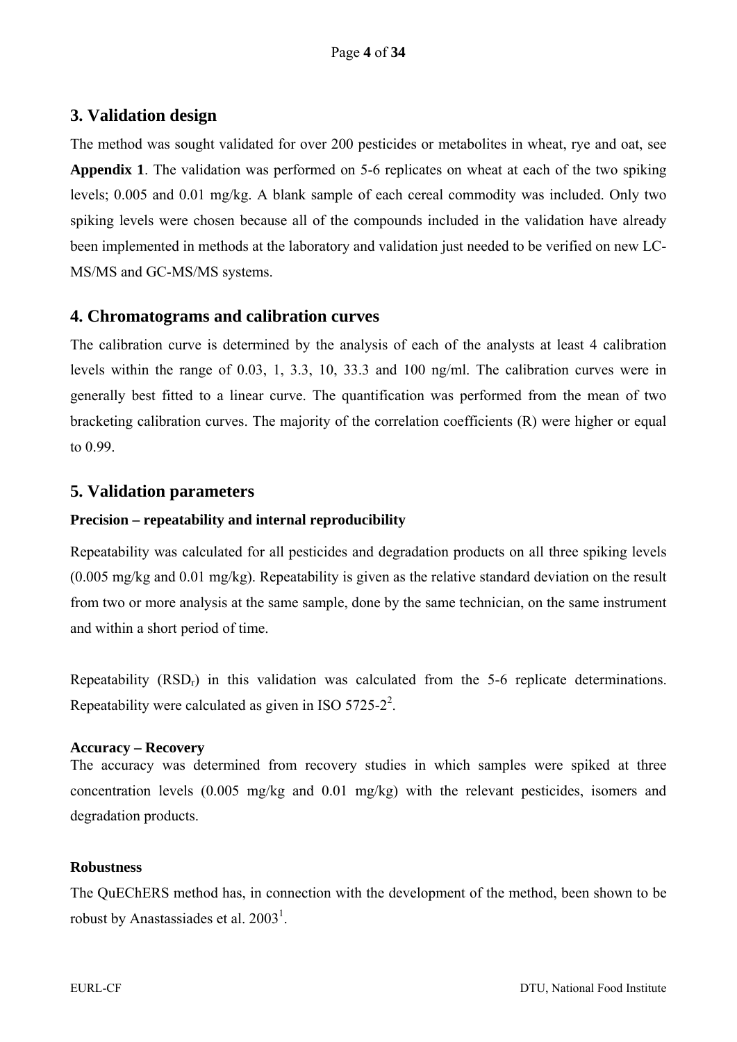## 3. Validation design

The method was sought validated for over 200 pesticides or metabolites in wheat, rye and oat, see **Appendix 1**. The validation was performed on 5-6 replicates on wheat at each of the two spiking levels; 0.005 and 0.01 mg/kg. A blank sample of each cereal commodity was included. Only two spiking levels were chosen because all of the compounds included in the validation have already been implemented in methods at the laboratory and validation just needed to be verified on new LC-MS/MS and GC-MS/MS systems.

## 4. Chromatograms and calibration curves

The calibration curve is determined by the analysis of each of the analysts at least 4 calibration levels within the range of 0.03, 1, 3.3, 10, 33.3 and 100 ng/ml. The calibration curves were in generally best fitted to a linear curve. The quantification was performed from the mean of two bracketing calibration curves. The majority of the correlation coefficients (R) were higher or equal to 0.99.

## 5. Validation parameters

### Precision – repeatability and internal reproducibility

Repeatability was calculated for all pesticides and degradation products on all three spiking levels (0.005 mg/kg and 0.01 mg/kg). Repeatability is given as the relative standard deviation on the result from two or more analysis at the same sample, done by the same technician, on the same instrument and within a short period of time.

Repeatability ($RSD_r$) in this validation was calculated from the 5-6 replicate determinations. Repeatability were calculated as given in ISO 5725-2[2].

### Accuracy – Recovery

The accuracy was determined from recovery studies in which samples were spiked at three concentration levels (0.005 mg/kg and 0.01 mg/kg) with the relevant pesticides, isomers and degradation products.

### Robustness

The QuEChERS method has, in connection with the development of the method, been shown to be robust by Anastassiades et al. 2003[1].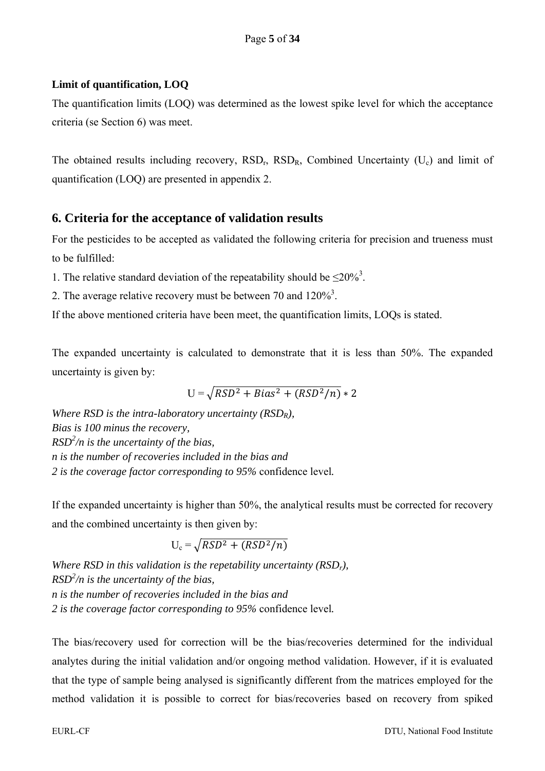**Limit of quantification, LOQ**

The quantification limits (LOQ) was determined as the lowest spike level for which the acceptance criteria (se Section 6) was meet.

The obtained results including recovery, $RSD_r$, $RSD_R$, Combined Uncertainty ($U_c$) and limit of quantification (LOQ) are presented in appendix 2.

## 6. Criteria for the acceptance of validation results

For the pesticides to be accepted as validated the following criteria for precision and trueness must to be fulfilled:

1. The relative standard deviation of the repeatability should be ≤20%[3].
2. The average relative recovery must be between 70 and 120%[3].

If the above mentioned criteria have been meet, the quantification limits, LOQs is stated.

The expanded uncertainty is calculated to demonstrate that it is less than 50%. The expanded uncertainty is given by:

$$U = \sqrt{RSD^2 + Bias^2 + (RSD^2/n)} * 2$$

*Where RSD is the intra-laboratory uncertainty ($RSD_R$),*
*Bias is 100 minus the recovery,*
*$RSD^2/n$ is the uncertainty of the bias,*
*n is the number of recoveries included in the bias and*
*2 is the coverage factor corresponding to 95%* confidence level.

If the expanded uncertainty is higher than 50%, the analytical results must be corrected for recovery and the combined uncertainty is then given by:

$$U_c = \sqrt{RSD^2 + (RSD^2/n)}$$

*Where RSD in this validation is the repetability uncertainty ($RSD_r$),*
*$RSD^2/n$ is the uncertainty of the bias,*
*n is the number of recoveries included in the bias and*
*2 is the coverage factor corresponding to 95%* confidence level.

The bias/recovery used for correction will be the bias/recoveries determined for the individual analytes during the initial validation and/or ongoing method validation. However, if it is evaluated that the type of sample being analysed is significantly different from the matrices employed for the method validation it is possible to correct for bias/recoveries based on recovery from spiked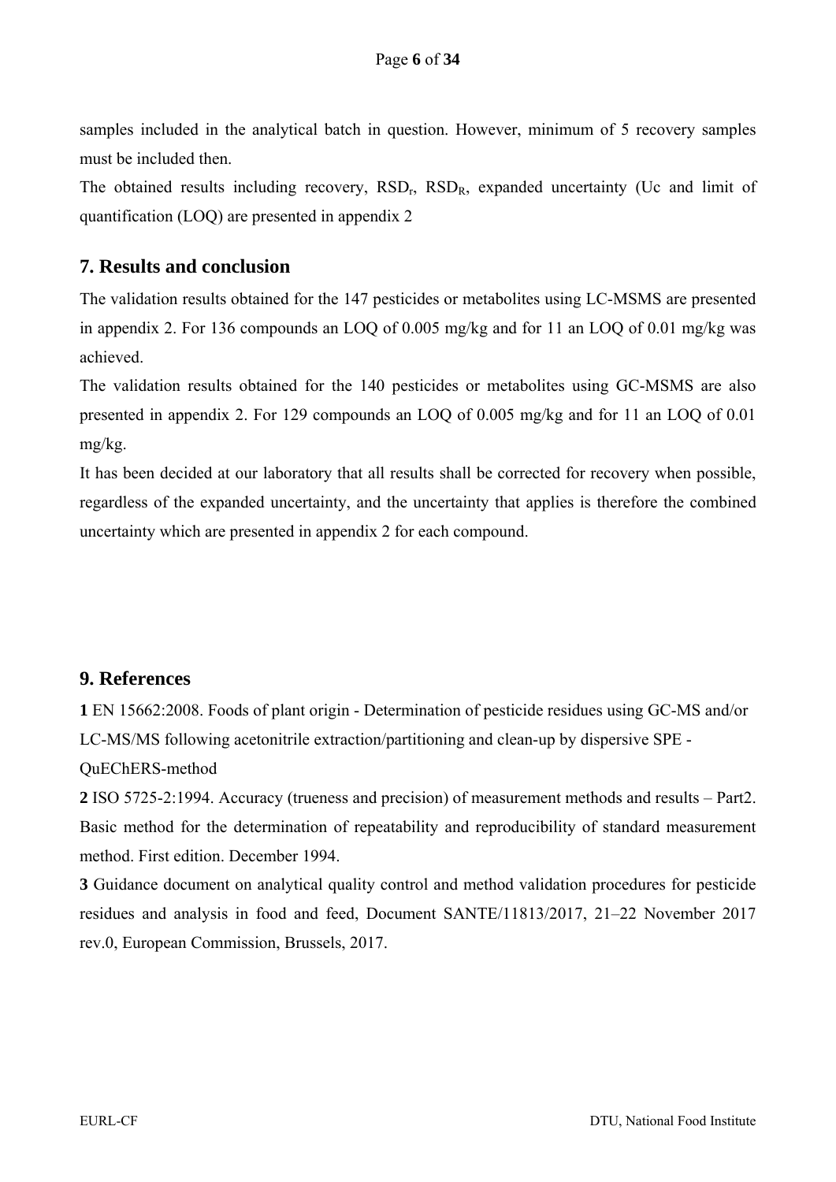samples included in the analytical batch in question. However, minimum of 5 recovery samples must be included then.

The obtained results including recovery, $RSD_r$, $RSD_R$, expanded uncertainty (Uc and limit of quantification (LOQ) are presented in appendix 2

## 7. Results and conclusion

The validation results obtained for the 147 pesticides or metabolites using LC-MSMS are presented in appendix 2. For 136 compounds an LOQ of 0.005 mg/kg and for 11 an LOQ of 0.01 mg/kg was achieved.

The validation results obtained for the 140 pesticides or metabolites using GC-MSMS are also presented in appendix 2. For 129 compounds an LOQ of 0.005 mg/kg and for 11 an LOQ of 0.01 mg/kg.

It has been decided at our laboratory that all results shall be corrected for recovery when possible, regardless of the expanded uncertainty, and the uncertainty that applies is therefore the combined uncertainty which are presented in appendix 2 for each compound.

## 9. References

**1** EN 15662:2008. Foods of plant origin - Determination of pesticide residues using GC-MS and/or LC-MS/MS following acetonitrile extraction/partitioning and clean-up by dispersive SPE - QuEChERS-method

**2** ISO 5725-2:1994. Accuracy (trueness and precision) of measurement methods and results – Part2. Basic method for the determination of repeatability and reproducibility of standard measurement method. First edition. December 1994.

**3** Guidance document on analytical quality control and method validation procedures for pesticide residues and analysis in food and feed, Document SANTE/11813/2017, 21–22 November 2017 rev.0, European Commission, Brussels, 2017.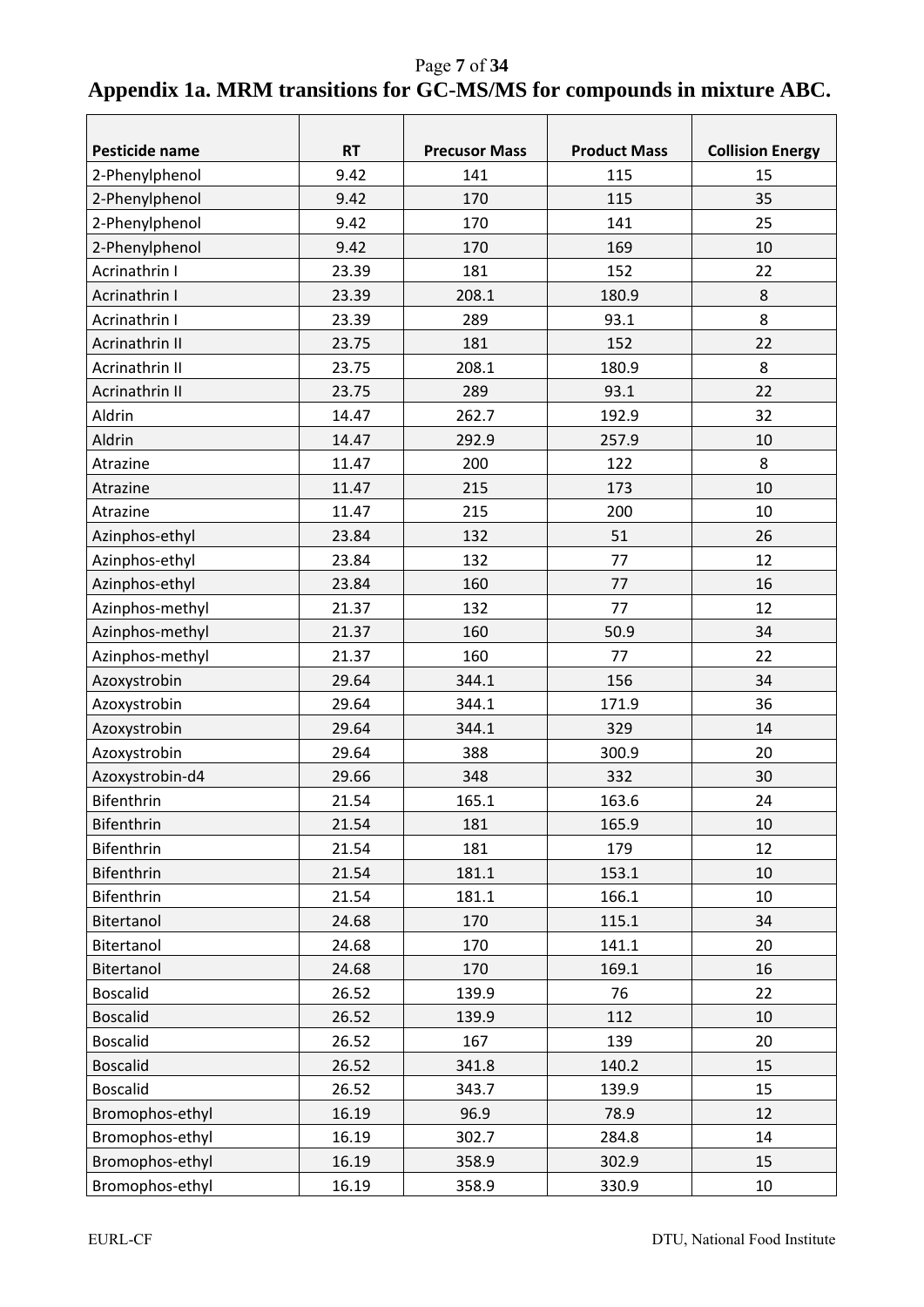## Appendix 1a. MRM transitions for GC-MS/MS for compounds in mixture ABC.

| Pesticide name | RT | Precusor Mass | Product Mass | Collision Energy |
|---|---|---|---|---|
| 2-Phenylphenol | 9.42 | 141 | 115 | 15 |
| 2-Phenylphenol | 9.42 | 170 | 115 | 35 |
| 2-Phenylphenol | 9.42 | 170 | 141 | 25 |
| 2-Phenylphenol | 9.42 | 170 | 169 | 10 |
| Acrinathrin I | 23.39 | 181 | 152 | 22 |
| Acrinathrin I | 23.39 | 208.1 | 180.9 | 8 |
| Acrinathrin I | 23.39 | 289 | 93.1 | 8 |
| Acrinathrin II | 23.75 | 181 | 152 | 22 |
| Acrinathrin II | 23.75 | 208.1 | 180.9 | 8 |
| Acrinathrin II | 23.75 | 289 | 93.1 | 22 |
| Aldrin | 14.47 | 262.7 | 192.9 | 32 |
| Aldrin | 14.47 | 292.9 | 257.9 | 10 |
| Atrazine | 11.47 | 200 | 122 | 8 |
| Atrazine | 11.47 | 215 | 173 | 10 |
| Atrazine | 11.47 | 215 | 200 | 10 |
| Azinphos-ethyl | 23.84 | 132 | 51 | 26 |
| Azinphos-ethyl | 23.84 | 132 | 77 | 12 |
| Azinphos-ethyl | 23.84 | 160 | 77 | 16 |
| Azinphos-methyl | 21.37 | 132 | 77 | 12 |
| Azinphos-methyl | 21.37 | 160 | 50.9 | 34 |
| Azinphos-methyl | 21.37 | 160 | 77 | 22 |
| Azoxystrobin | 29.64 | 344.1 | 156 | 34 |
| Azoxystrobin | 29.64 | 344.1 | 171.9 | 36 |
| Azoxystrobin | 29.64 | 344.1 | 329 | 14 |
| Azoxystrobin | 29.64 | 388 | 300.9 | 20 |
| Azoxystrobin-d4 | 29.66 | 348 | 332 | 30 |
| Bifenthrin | 21.54 | 165.1 | 163.6 | 24 |
| Bifenthrin | 21.54 | 181 | 165.9 | 10 |
| Bifenthrin | 21.54 | 181 | 179 | 12 |
| Bifenthrin | 21.54 | 181.1 | 153.1 | 10 |
| Bifenthrin | 21.54 | 181.1 | 166.1 | 10 |
| Bitertanol | 24.68 | 170 | 115.1 | 34 |
| Bitertanol | 24.68 | 170 | 141.1 | 20 |
| Bitertanol | 24.68 | 170 | 169.1 | 16 |
| Boscalid | 26.52 | 139.9 | 76 | 22 |
| Boscalid | 26.52 | 139.9 | 112 | 10 |
| Boscalid | 26.52 | 167 | 139 | 20 |
| Boscalid | 26.52 | 341.8 | 140.2 | 15 |
| Boscalid | 26.52 | 343.7 | 139.9 | 15 |
| Bromophos-ethyl | 16.19 | 96.9 | 78.9 | 12 |
| Bromophos-ethyl | 16.19 | 302.7 | 284.8 | 14 |
| Bromophos-ethyl | 16.19 | 358.9 | 302.9 | 15 |
| Bromophos-ethyl | 16.19 | 358.9 | 330.9 | 10 |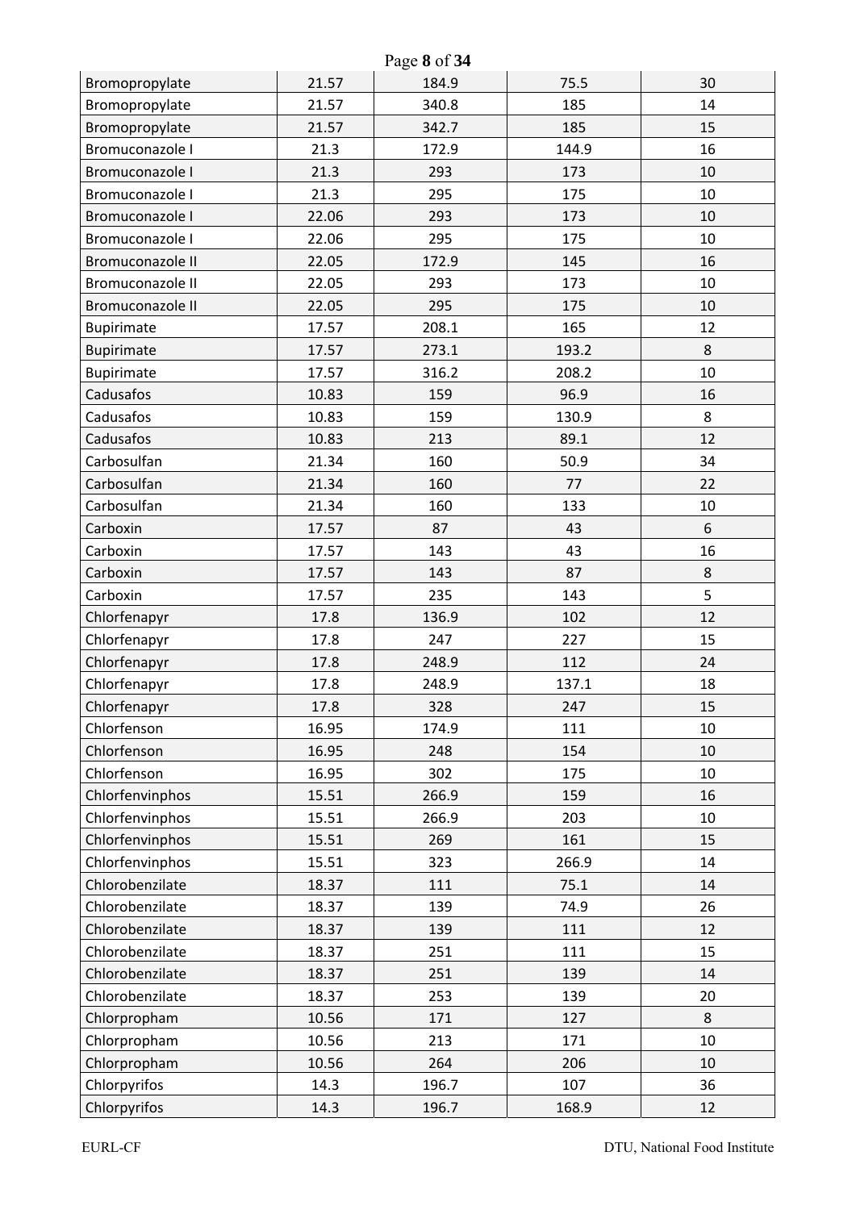| | | | | |
|---|---|---|---|---|
| Bromopropylate | 21.57 | 184.9 | 75.5 | 30 |
| Bromopropylate | 21.57 | 340.8 | 185 | 14 |
| Bromopropylate | 21.57 | 342.7 | 185 | 15 |
| Bromuconazole I | 21.3 | 172.9 | 144.9 | 16 |
| Bromuconazole I | 21.3 | 293 | 173 | 10 |
| Bromuconazole I | 21.3 | 295 | 175 | 10 |
| Bromuconazole I | 22.06 | 293 | 173 | 10 |
| Bromuconazole I | 22.06 | 295 | 175 | 10 |
| Bromuconazole II | 22.05 | 172.9 | 145 | 16 |
| Bromuconazole II | 22.05 | 293 | 173 | 10 |
| Bromuconazole II | 22.05 | 295 | 175 | 10 |
| Bupirimate | 17.57 | 208.1 | 165 | 12 |
| Bupirimate | 17.57 | 273.1 | 193.2 | 8 |
| Bupirimate | 17.57 | 316.2 | 208.2 | 10 |
| Cadusafos | 10.83 | 159 | 96.9 | 16 |
| Cadusafos | 10.83 | 159 | 130.9 | 8 |
| Cadusafos | 10.83 | 213 | 89.1 | 12 |
| Carbosulfan | 21.34 | 160 | 50.9 | 34 |
| Carbosulfan | 21.34 | 160 | 77 | 22 |
| Carbosulfan | 21.34 | 160 | 133 | 10 |
| Carboxin | 17.57 | 87 | 43 | 6 |
| Carboxin | 17.57 | 143 | 43 | 16 |
| Carboxin | 17.57 | 143 | 87 | 8 |
| Carboxin | 17.57 | 235 | 143 | 5 |
| Chlorfenapyr | 17.8 | 136.9 | 102 | 12 |
| Chlorfenapyr | 17.8 | 247 | 227 | 15 |
| Chlorfenapyr | 17.8 | 248.9 | 112 | 24 |
| Chlorfenapyr | 17.8 | 248.9 | 137.1 | 18 |
| Chlorfenapyr | 17.8 | 328 | 247 | 15 |
| Chlorfenson | 16.95 | 174.9 | 111 | 10 |
| Chlorfenson | 16.95 | 248 | 154 | 10 |
| Chlorfenson | 16.95 | 302 | 175 | 10 |
| Chlorfenvinphos | 15.51 | 266.9 | 159 | 16 |
| Chlorfenvinphos | 15.51 | 266.9 | 203 | 10 |
| Chlorfenvinphos | 15.51 | 269 | 161 | 15 |
| Chlorfenvinphos | 15.51 | 323 | 266.9 | 14 |
| Chlorobenzilate | 18.37 | 111 | 75.1 | 14 |
| Chlorobenzilate | 18.37 | 139 | 74.9 | 26 |
| Chlorobenzilate | 18.37 | 139 | 111 | 12 |
| Chlorobenzilate | 18.37 | 251 | 111 | 15 |
| Chlorobenzilate | 18.37 | 251 | 139 | 14 |
| Chlorobenzilate | 18.37 | 253 | 139 | 20 |
| Chlorpropham | 10.56 | 171 | 127 | 8 |
| Chlorpropham | 10.56 | 213 | 171 | 10 |
| Chlorpropham | 10.56 | 264 | 206 | 10 |
| Chlorpyrifos | 14.3 | 196.7 | 107 | 36 |
| Chlorpyrifos | 14.3 | 196.7 | 168.9 | 12 |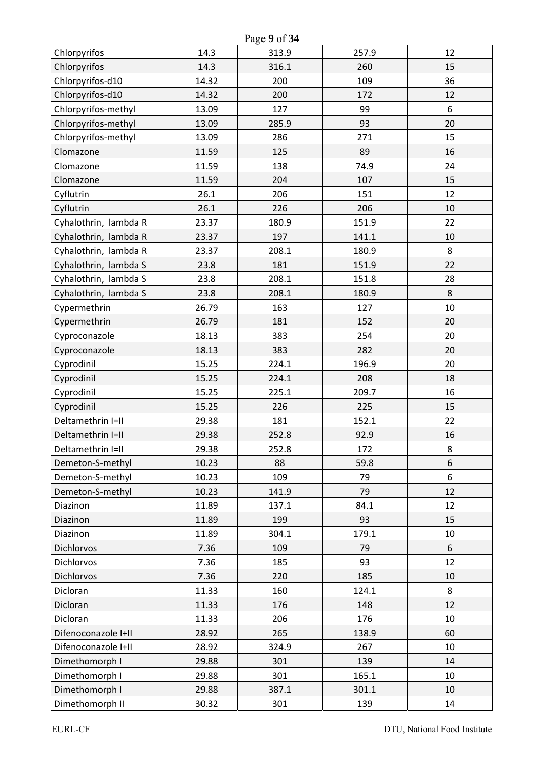| | | | | |
|---|---|---|---|---|
| Chlorpyrifos | 14.3 | 313.9 | 257.9 | 12 |
| Chlorpyrifos | 14.3 | 316.1 | 260 | 15 |
| Chlorpyrifos-d10 | 14.32 | 200 | 109 | 36 |
| Chlorpyrifos-d10 | 14.32 | 200 | 172 | 12 |
| Chlorpyrifos-methyl | 13.09 | 127 | 99 | 6 |
| Chlorpyrifos-methyl | 13.09 | 285.9 | 93 | 20 |
| Chlorpyrifos-methyl | 13.09 | 286 | 271 | 15 |
| Clomazone | 11.59 | 125 | 89 | 16 |
| Clomazone | 11.59 | 138 | 74.9 | 24 |
| Clomazone | 11.59 | 204 | 107 | 15 |
| Cyflutrin | 26.1 | 206 | 151 | 12 |
| Cyflutrin | 26.1 | 226 | 206 | 10 |
| Cyhalothrin, lambda R | 23.37 | 180.9 | 151.9 | 22 |
| Cyhalothrin, lambda R | 23.37 | 197 | 141.1 | 10 |
| Cyhalothrin, lambda R | 23.37 | 208.1 | 180.9 | 8 |
| Cyhalothrin, lambda S | 23.8 | 181 | 151.9 | 22 |
| Cyhalothrin, lambda S | 23.8 | 208.1 | 151.8 | 28 |
| Cyhalothrin, lambda S | 23.8 | 208.1 | 180.9 | 8 |
| Cypermethrin | 26.79 | 163 | 127 | 10 |
| Cypermethrin | 26.79 | 181 | 152 | 20 |
| Cyproconazole | 18.13 | 383 | 254 | 20 |
| Cyproconazole | 18.13 | 383 | 282 | 20 |
| Cyprodinil | 15.25 | 224.1 | 196.9 | 20 |
| Cyprodinil | 15.25 | 224.1 | 208 | 18 |
| Cyprodinil | 15.25 | 225.1 | 209.7 | 16 |
| Cyprodinil | 15.25 | 226 | 225 | 15 |
| Deltamethrin I=II | 29.38 | 181 | 152.1 | 22 |
| Deltamethrin I=II | 29.38 | 252.8 | 92.9 | 16 |
| Deltamethrin I=II | 29.38 | 252.8 | 172 | 8 |
| Demeton-S-methyl | 10.23 | 88 | 59.8 | 6 |
| Demeton-S-methyl | 10.23 | 109 | 79 | 6 |
| Demeton-S-methyl | 10.23 | 141.9 | 79 | 12 |
| Diazinon | 11.89 | 137.1 | 84.1 | 12 |
| Diazinon | 11.89 | 199 | 93 | 15 |
| Diazinon | 11.89 | 304.1 | 179.1 | 10 |
| Dichlorvos | 7.36 | 109 | 79 | 6 |
| Dichlorvos | 7.36 | 185 | 93 | 12 |
| Dichlorvos | 7.36 | 220 | 185 | 10 |
| Dicloran | 11.33 | 160 | 124.1 | 8 |
| Dicloran | 11.33 | 176 | 148 | 12 |
| Dicloran | 11.33 | 206 | 176 | 10 |
| Difenoconazole I+II | 28.92 | 265 | 138.9 | 60 |
| Difenoconazole I+II | 28.92 | 324.9 | 267 | 10 |
| Dimethomorph I | 29.88 | 301 | 139 | 14 |
| Dimethomorph I | 29.88 | 301 | 165.1 | 10 |
| Dimethomorph I | 29.88 | 387.1 | 301.1 | 10 |
| Dimethomorph II | 30.32 | 301 | 139 | 14 |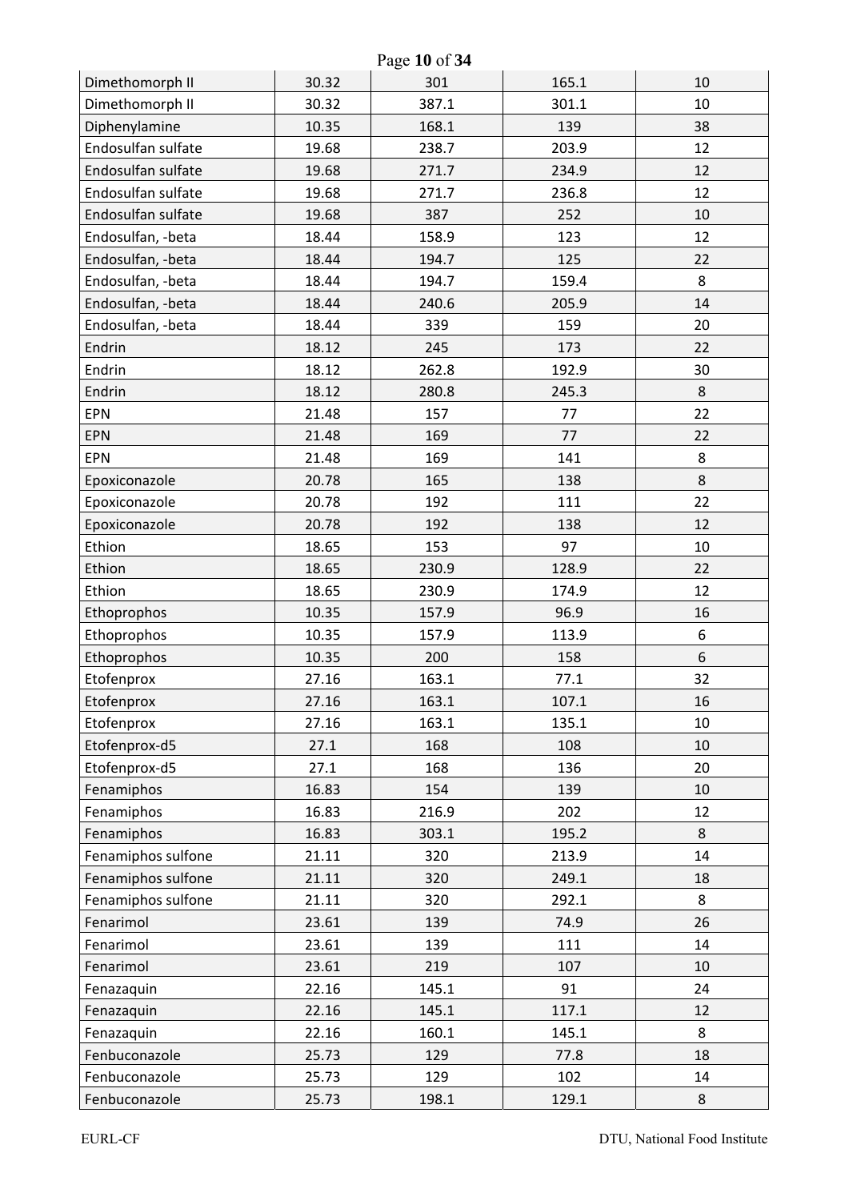| Dimethomorph II | 30.32 | 301 | 165.1 | 10 |
|---|---|---|---|---|
| Dimethomorph II | 30.32 | 387.1 | 301.1 | 10 |
| Diphenylamine | 10.35 | 168.1 | 139 | 38 |
| Endosulfan sulfate | 19.68 | 238.7 | 203.9 | 12 |
| Endosulfan sulfate | 19.68 | 271.7 | 234.9 | 12 |
| Endosulfan sulfate | 19.68 | 271.7 | 236.8 | 12 |
| Endosulfan sulfate | 19.68 | 387 | 252 | 10 |
| Endosulfan, -beta | 18.44 | 158.9 | 123 | 12 |
| Endosulfan, -beta | 18.44 | 194.7 | 125 | 22 |
| Endosulfan, -beta | 18.44 | 194.7 | 159.4 | 8 |
| Endosulfan, -beta | 18.44 | 240.6 | 205.9 | 14 |
| Endosulfan, -beta | 18.44 | 339 | 159 | 20 |
| Endrin | 18.12 | 245 | 173 | 22 |
| Endrin | 18.12 | 262.8 | 192.9 | 30 |
| Endrin | 18.12 | 280.8 | 245.3 | 8 |
| EPN | 21.48 | 157 | 77 | 22 |
| EPN | 21.48 | 169 | 77 | 22 |
| EPN | 21.48 | 169 | 141 | 8 |
| Epoxiconazole | 20.78 | 165 | 138 | 8 |
| Epoxiconazole | 20.78 | 192 | 111 | 22 |
| Epoxiconazole | 20.78 | 192 | 138 | 12 |
| Ethion | 18.65 | 153 | 97 | 10 |
| Ethion | 18.65 | 230.9 | 128.9 | 22 |
| Ethion | 18.65 | 230.9 | 174.9 | 12 |
| Ethoprophos | 10.35 | 157.9 | 96.9 | 16 |
| Ethoprophos | 10.35 | 157.9 | 113.9 | 6 |
| Ethoprophos | 10.35 | 200 | 158 | 6 |
| Etofenprox | 27.16 | 163.1 | 77.1 | 32 |
| Etofenprox | 27.16 | 163.1 | 107.1 | 16 |
| Etofenprox | 27.16 | 163.1 | 135.1 | 10 |
| Etofenprox-d5 | 27.1 | 168 | 108 | 10 |
| Etofenprox-d5 | 27.1 | 168 | 136 | 20 |
| Fenamiphos | 16.83 | 154 | 139 | 10 |
| Fenamiphos | 16.83 | 216.9 | 202 | 12 |
| Fenamiphos | 16.83 | 303.1 | 195.2 | 8 |
| Fenamiphos sulfone | 21.11 | 320 | 213.9 | 14 |
| Fenamiphos sulfone | 21.11 | 320 | 249.1 | 18 |
| Fenamiphos sulfone | 21.11 | 320 | 292.1 | 8 |
| Fenarimol | 23.61 | 139 | 74.9 | 26 |
| Fenarimol | 23.61 | 139 | 111 | 14 |
| Fenarimol | 23.61 | 219 | 107 | 10 |
| Fenazaquin | 22.16 | 145.1 | 91 | 24 |
| Fenazaquin | 22.16 | 145.1 | 117.1 | 12 |
| Fenazaquin | 22.16 | 160.1 | 145.1 | 8 |
| Fenbuconazole | 25.73 | 129 | 77.8 | 18 |
| Fenbuconazole | 25.73 | 129 | 102 | 14 |
| Fenbuconazole | 25.73 | 198.1 | 129.1 | 8 |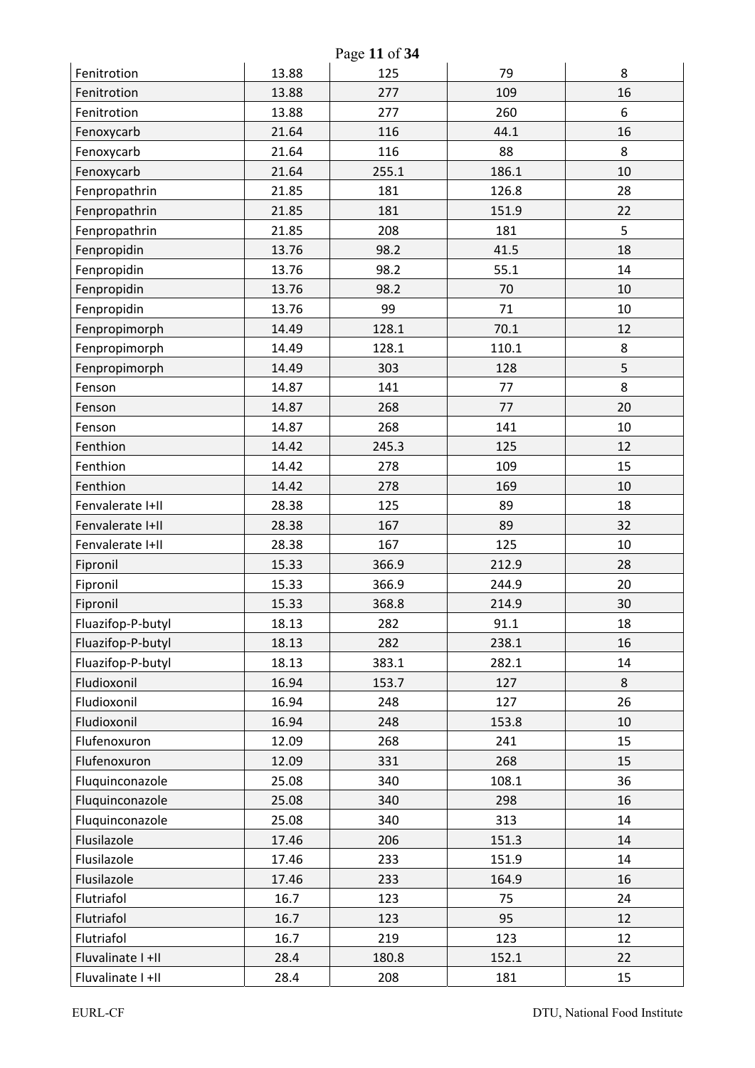| | | | | |
|---|---|---|---|---|
| Fenitrotion | 13.88 | 125 | 79 | 8 |
| Fenitrotion | 13.88 | 277 | 109 | 16 |
| Fenitrotion | 13.88 | 277 | 260 | 6 |
| Fenoxycarb | 21.64 | 116 | 44.1 | 16 |
| Fenoxycarb | 21.64 | 116 | 88 | 8 |
| Fenoxycarb | 21.64 | 255.1 | 186.1 | 10 |
| Fenpropathrin | 21.85 | 181 | 126.8 | 28 |
| Fenpropathrin | 21.85 | 181 | 151.9 | 22 |
| Fenpropathrin | 21.85 | 208 | 181 | 5 |
| Fenpropidin | 13.76 | 98.2 | 41.5 | 18 |
| Fenpropidin | 13.76 | 98.2 | 55.1 | 14 |
| Fenpropidin | 13.76 | 98.2 | 70 | 10 |
| Fenpropidin | 13.76 | 99 | 71 | 10 |
| Fenpropimorph | 14.49 | 128.1 | 70.1 | 12 |
| Fenpropimorph | 14.49 | 128.1 | 110.1 | 8 |
| Fenpropimorph | 14.49 | 303 | 128 | 5 |
| Fenson | 14.87 | 141 | 77 | 8 |
| Fenson | 14.87 | 268 | 77 | 20 |
| Fenson | 14.87 | 268 | 141 | 10 |
| Fenthion | 14.42 | 245.3 | 125 | 12 |
| Fenthion | 14.42 | 278 | 109 | 15 |
| Fenthion | 14.42 | 278 | 169 | 10 |
| Fenvalerate I+II | 28.38 | 125 | 89 | 18 |
| Fenvalerate I+II | 28.38 | 167 | 89 | 32 |
| Fenvalerate I+II | 28.38 | 167 | 125 | 10 |
| Fipronil | 15.33 | 366.9 | 212.9 | 28 |
| Fipronil | 15.33 | 366.9 | 244.9 | 20 |
| Fipronil | 15.33 | 368.8 | 214.9 | 30 |
| Fluazifop-P-butyl | 18.13 | 282 | 91.1 | 18 |
| Fluazifop-P-butyl | 18.13 | 282 | 238.1 | 16 |
| Fluazifop-P-butyl | 18.13 | 383.1 | 282.1 | 14 |
| Fludioxonil | 16.94 | 153.7 | 127 | 8 |
| Fludioxonil | 16.94 | 248 | 127 | 26 |
| Fludioxonil | 16.94 | 248 | 153.8 | 10 |
| Flufenoxuron | 12.09 | 268 | 241 | 15 |
| Flufenoxuron | 12.09 | 331 | 268 | 15 |
| Fluquinconazole | 25.08 | 340 | 108.1 | 36 |
| Fluquinconazole | 25.08 | 340 | 298 | 16 |
| Fluquinconazole | 25.08 | 340 | 313 | 14 |
| Flusilazole | 17.46 | 206 | 151.3 | 14 |
| Flusilazole | 17.46 | 233 | 151.9 | 14 |
| Flusilazole | 17.46 | 233 | 164.9 | 16 |
| Flutriafol | 16.7 | 123 | 75 | 24 |
| Flutriafol | 16.7 | 123 | 95 | 12 |
| Flutriafol | 16.7 | 219 | 123 | 12 |
| Fluvalinate I +II | 28.4 | 180.8 | 152.1 | 22 |
| Fluvalinate I +II | 28.4 | 208 | 181 | 15 |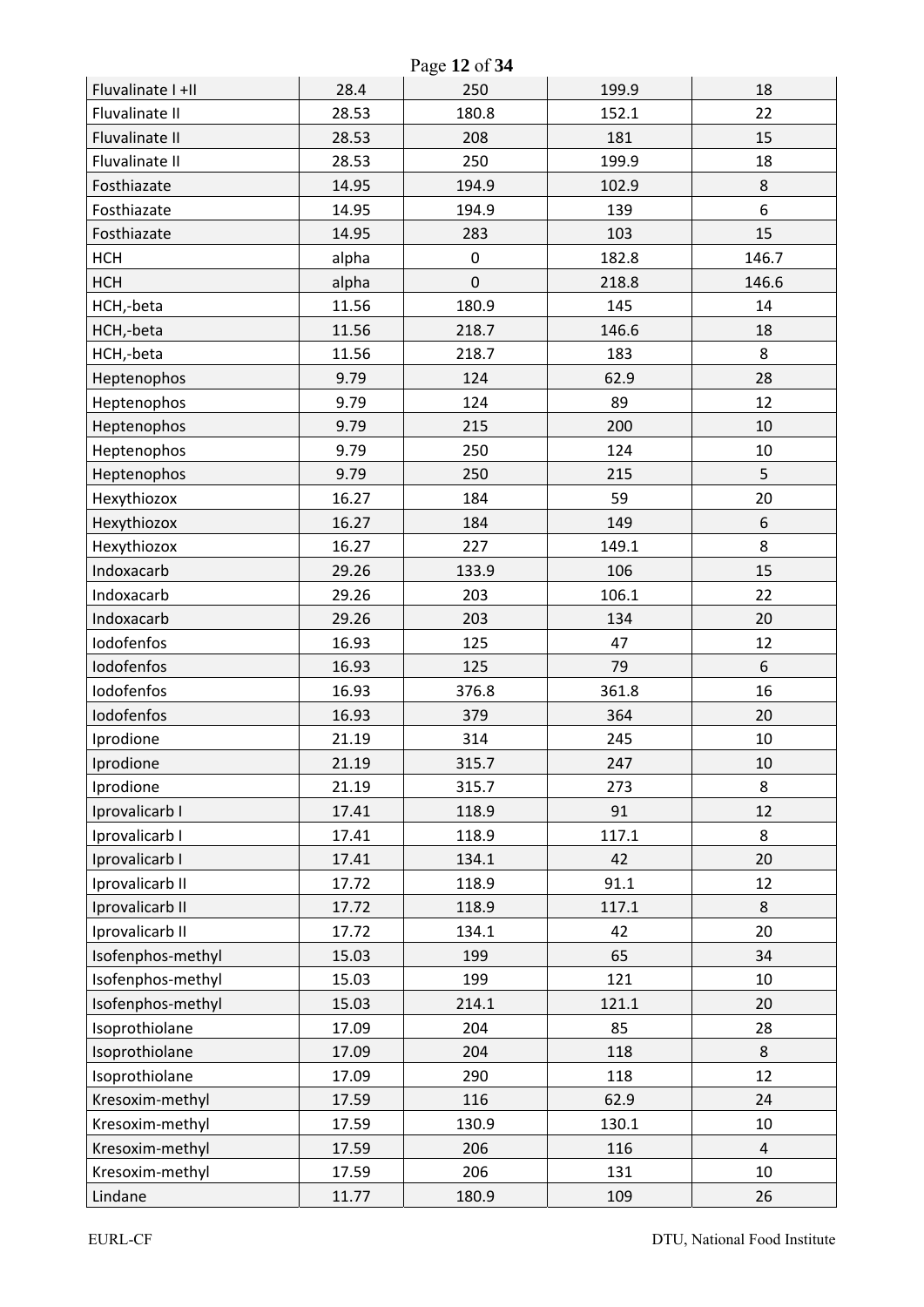| Fluvalinate I +II | 28.4 | 250 | 199.9 | 18 |
|---|---|---|---|---|
| Fluvalinate II | 28.53 | 180.8 | 152.1 | 22 |
| Fluvalinate II | 28.53 | 208 | 181 | 15 |
| Fluvalinate II | 28.53 | 250 | 199.9 | 18 |
| Fosthiazate | 14.95 | 194.9 | 102.9 | 8 |
| Fosthiazate | 14.95 | 194.9 | 139 | 6 |
| Fosthiazate | 14.95 | 283 | 103 | 15 |
| HCH | alpha | 0 | 182.8 | 146.7 |
| HCH | alpha | 0 | 218.8 | 146.6 |
| HCH,-beta | 11.56 | 180.9 | 145 | 14 |
| HCH,-beta | 11.56 | 218.7 | 146.6 | 18 |
| HCH,-beta | 11.56 | 218.7 | 183 | 8 |
| Heptenophos | 9.79 | 124 | 62.9 | 28 |
| Heptenophos | 9.79 | 124 | 89 | 12 |
| Heptenophos | 9.79 | 215 | 200 | 10 |
| Heptenophos | 9.79 | 250 | 124 | 10 |
| Heptenophos | 9.79 | 250 | 215 | 5 |
| Hexythiozox | 16.27 | 184 | 59 | 20 |
| Hexythiozox | 16.27 | 184 | 149 | 6 |
| Hexythiozox | 16.27 | 227 | 149.1 | 8 |
| Indoxacarb | 29.26 | 133.9 | 106 | 15 |
| Indoxacarb | 29.26 | 203 | 106.1 | 22 |
| Indoxacarb | 29.26 | 203 | 134 | 20 |
| Iodofenfos | 16.93 | 125 | 47 | 12 |
| Iodofenfos | 16.93 | 125 | 79 | 6 |
| Iodofenfos | 16.93 | 376.8 | 361.8 | 16 |
| Iodofenfos | 16.93 | 379 | 364 | 20 |
| Iprodione | 21.19 | 314 | 245 | 10 |
| Iprodione | 21.19 | 315.7 | 247 | 10 |
| Iprodione | 21.19 | 315.7 | 273 | 8 |
| Iprovalicarb I | 17.41 | 118.9 | 91 | 12 |
| Iprovalicarb I | 17.41 | 118.9 | 117.1 | 8 |
| Iprovalicarb I | 17.41 | 134.1 | 42 | 20 |
| Iprovalicarb II | 17.72 | 118.9 | 91.1 | 12 |
| Iprovalicarb II | 17.72 | 118.9 | 117.1 | 8 |
| Iprovalicarb II | 17.72 | 134.1 | 42 | 20 |
| Isofenphos-methyl | 15.03 | 199 | 65 | 34 |
| Isofenphos-methyl | 15.03 | 199 | 121 | 10 |
| Isofenphos-methyl | 15.03 | 214.1 | 121.1 | 20 |
| Isoprothiolane | 17.09 | 204 | 85 | 28 |
| Isoprothiolane | 17.09 | 204 | 118 | 8 |
| Isoprothiolane | 17.09 | 290 | 118 | 12 |
| Kresoxim-methyl | 17.59 | 116 | 62.9 | 24 |
| Kresoxim-methyl | 17.59 | 130.9 | 130.1 | 10 |
| Kresoxim-methyl | 17.59 | 206 | 116 | 4 |
| Kresoxim-methyl | 17.59 | 206 | 131 | 10 |
| Lindane | 11.77 | 180.9 | 109 | 26 |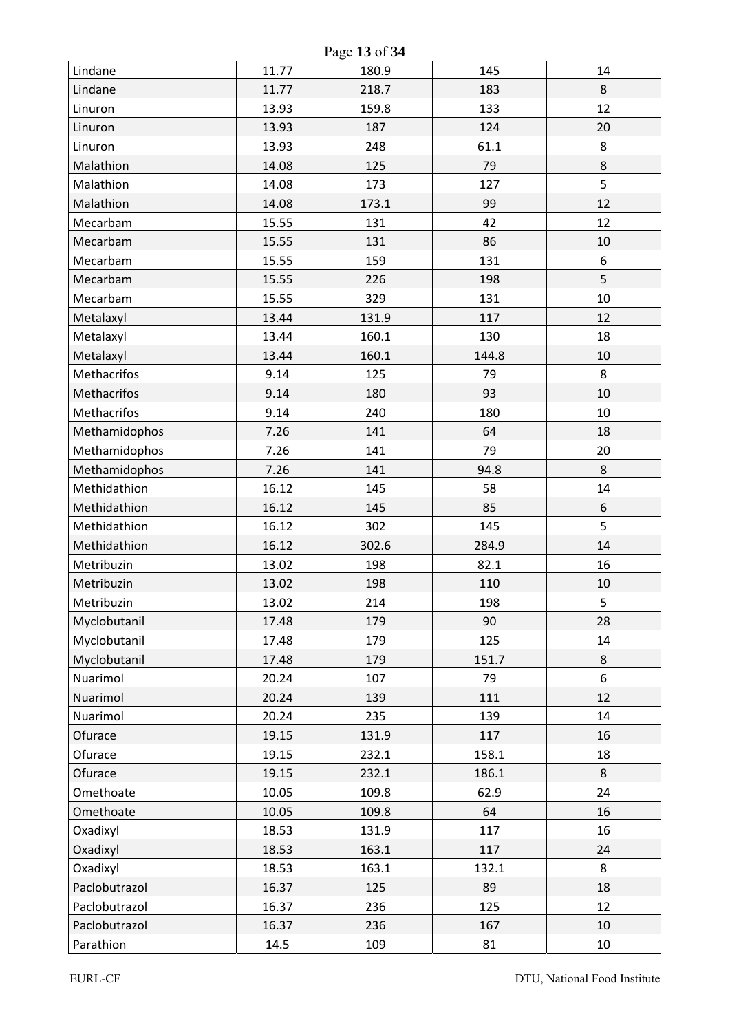| Lindane | 11.77 | 180.9 | 145 | 14 |
|---|---|---|---|---|
| Lindane | 11.77 | 218.7 | 183 | 8 |
| Linuron | 13.93 | 159.8 | 133 | 12 |
| Linuron | 13.93 | 187 | 124 | 20 |
| Linuron | 13.93 | 248 | 61.1 | 8 |
| Malathion | 14.08 | 125 | 79 | 8 |
| Malathion | 14.08 | 173 | 127 | 5 |
| Malathion | 14.08 | 173.1 | 99 | 12 |
| Mecarbam | 15.55 | 131 | 42 | 12 |
| Mecarbam | 15.55 | 131 | 86 | 10 |
| Mecarbam | 15.55 | 159 | 131 | 6 |
| Mecarbam | 15.55 | 226 | 198 | 5 |
| Mecarbam | 15.55 | 329 | 131 | 10 |
| Metalaxyl | 13.44 | 131.9 | 117 | 12 |
| Metalaxyl | 13.44 | 160.1 | 130 | 18 |
| Metalaxyl | 13.44 | 160.1 | 144.8 | 10 |
| Methacrifos | 9.14 | 125 | 79 | 8 |
| Methacrifos | 9.14 | 180 | 93 | 10 |
| Methacrifos | 9.14 | 240 | 180 | 10 |
| Methamidophos | 7.26 | 141 | 64 | 18 |
| Methamidophos | 7.26 | 141 | 79 | 20 |
| Methamidophos | 7.26 | 141 | 94.8 | 8 |
| Methidathion | 16.12 | 145 | 58 | 14 |
| Methidathion | 16.12 | 145 | 85 | 6 |
| Methidathion | 16.12 | 302 | 145 | 5 |
| Methidathion | 16.12 | 302.6 | 284.9 | 14 |
| Metribuzin | 13.02 | 198 | 82.1 | 16 |
| Metribuzin | 13.02 | 198 | 110 | 10 |
| Metribuzin | 13.02 | 214 | 198 | 5 |
| Myclobutanil | 17.48 | 179 | 90 | 28 |
| Myclobutanil | 17.48 | 179 | 125 | 14 |
| Myclobutanil | 17.48 | 179 | 151.7 | 8 |
| Nuarimol | 20.24 | 107 | 79 | 6 |
| Nuarimol | 20.24 | 139 | 111 | 12 |
| Nuarimol | 20.24 | 235 | 139 | 14 |
| Ofurace | 19.15 | 131.9 | 117 | 16 |
| Ofurace | 19.15 | 232.1 | 158.1 | 18 |
| Ofurace | 19.15 | 232.1 | 186.1 | 8 |
| Omethoate | 10.05 | 109.8 | 62.9 | 24 |
| Omethoate | 10.05 | 109.8 | 64 | 16 |
| Oxadixyl | 18.53 | 131.9 | 117 | 16 |
| Oxadixyl | 18.53 | 163.1 | 117 | 24 |
| Oxadixyl | 18.53 | 163.1 | 132.1 | 8 |
| Paclobutrazol | 16.37 | 125 | 89 | 18 |
| Paclobutrazol | 16.37 | 236 | 125 | 12 |
| Paclobutrazol | 16.37 | 236 | 167 | 10 |
| Parathion | 14.5 | 109 | 81 | 10 |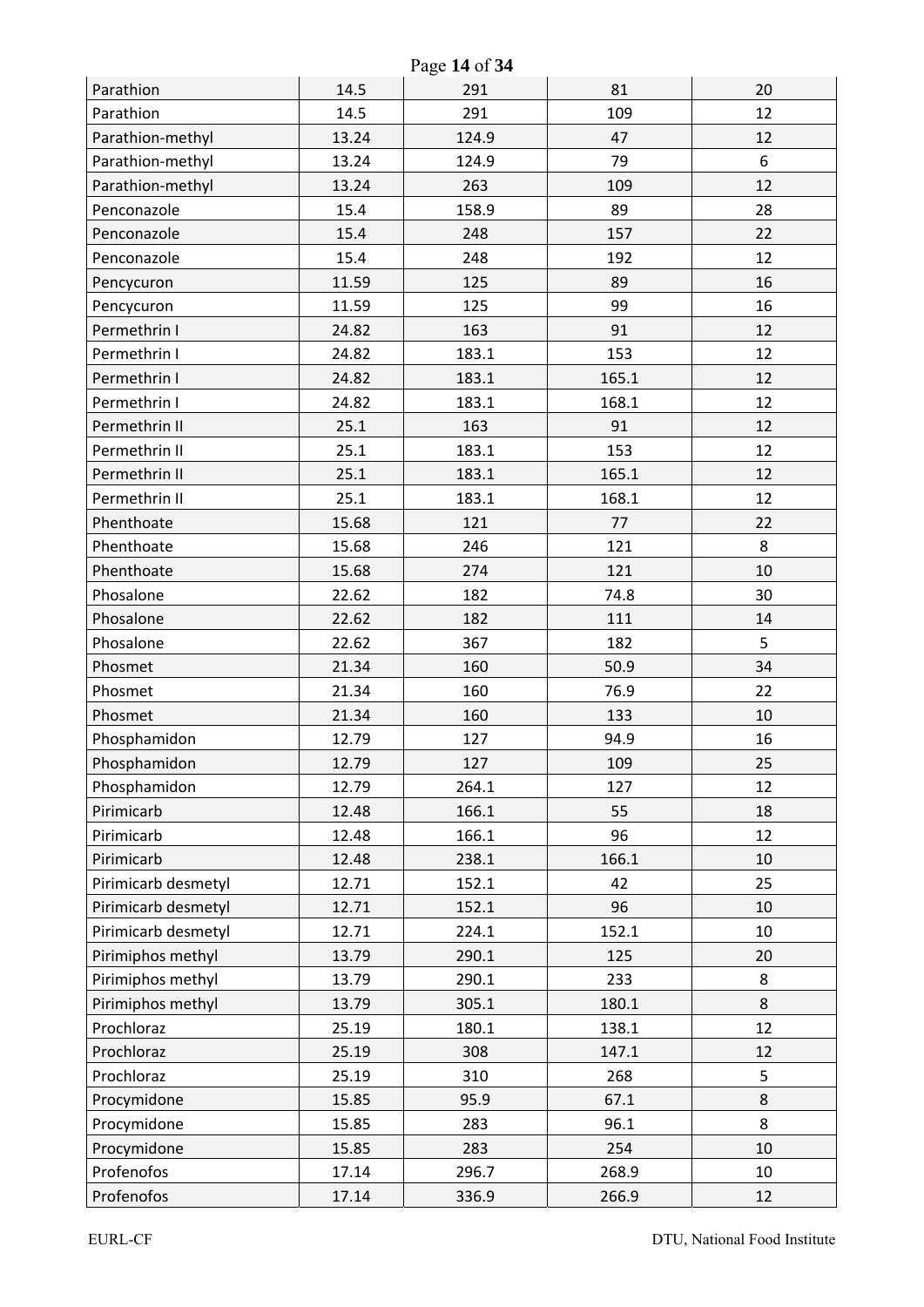| Parathion | 14.5 | 291 | 81 | 20 |
|---|---|---|---|---|
| Parathion | 14.5 | 291 | 109 | 12 |
| Parathion-methyl | 13.24 | 124.9 | 47 | 12 |
| Parathion-methyl | 13.24 | 124.9 | 79 | 6 |
| Parathion-methyl | 13.24 | 263 | 109 | 12 |
| Penconazole | 15.4 | 158.9 | 89 | 28 |
| Penconazole | 15.4 | 248 | 157 | 22 |
| Penconazole | 15.4 | 248 | 192 | 12 |
| Pencycuron | 11.59 | 125 | 89 | 16 |
| Pencycuron | 11.59 | 125 | 99 | 16 |
| Permethrin I | 24.82 | 163 | 91 | 12 |
| Permethrin I | 24.82 | 183.1 | 153 | 12 |
| Permethrin I | 24.82 | 183.1 | 165.1 | 12 |
| Permethrin I | 24.82 | 183.1 | 168.1 | 12 |
| Permethrin II | 25.1 | 163 | 91 | 12 |
| Permethrin II | 25.1 | 183.1 | 153 | 12 |
| Permethrin II | 25.1 | 183.1 | 165.1 | 12 |
| Permethrin II | 25.1 | 183.1 | 168.1 | 12 |
| Phenthoate | 15.68 | 121 | 77 | 22 |
| Phenthoate | 15.68 | 246 | 121 | 8 |
| Phenthoate | 15.68 | 274 | 121 | 10 |
| Phosalone | 22.62 | 182 | 74.8 | 30 |
| Phosalone | 22.62 | 182 | 111 | 14 |
| Phosalone | 22.62 | 367 | 182 | 5 |
| Phosmet | 21.34 | 160 | 50.9 | 34 |
| Phosmet | 21.34 | 160 | 76.9 | 22 |
| Phosmet | 21.34 | 160 | 133 | 10 |
| Phosphamidon | 12.79 | 127 | 94.9 | 16 |
| Phosphamidon | 12.79 | 127 | 109 | 25 |
| Phosphamidon | 12.79 | 264.1 | 127 | 12 |
| Pirimicarb | 12.48 | 166.1 | 55 | 18 |
| Pirimicarb | 12.48 | 166.1 | 96 | 12 |
| Pirimicarb | 12.48 | 238.1 | 166.1 | 10 |
| Pirimicarb desmetyl | 12.71 | 152.1 | 42 | 25 |
| Pirimicarb desmetyl | 12.71 | 152.1 | 96 | 10 |
| Pirimicarb desmetyl | 12.71 | 224.1 | 152.1 | 10 |
| Pirimiphos methyl | 13.79 | 290.1 | 125 | 20 |
| Pirimiphos methyl | 13.79 | 290.1 | 233 | 8 |
| Pirimiphos methyl | 13.79 | 305.1 | 180.1 | 8 |
| Prochloraz | 25.19 | 180.1 | 138.1 | 12 |
| Prochloraz | 25.19 | 308 | 147.1 | 12 |
| Prochloraz | 25.19 | 310 | 268 | 5 |
| Procymidone | 15.85 | 95.9 | 67.1 | 8 |
| Procymidone | 15.85 | 283 | 96.1 | 8 |
| Procymidone | 15.85 | 283 | 254 | 10 |
| Profenofos | 17.14 | 296.7 | 268.9 | 10 |
| Profenofos | 17.14 | 336.9 | 266.9 | 12 |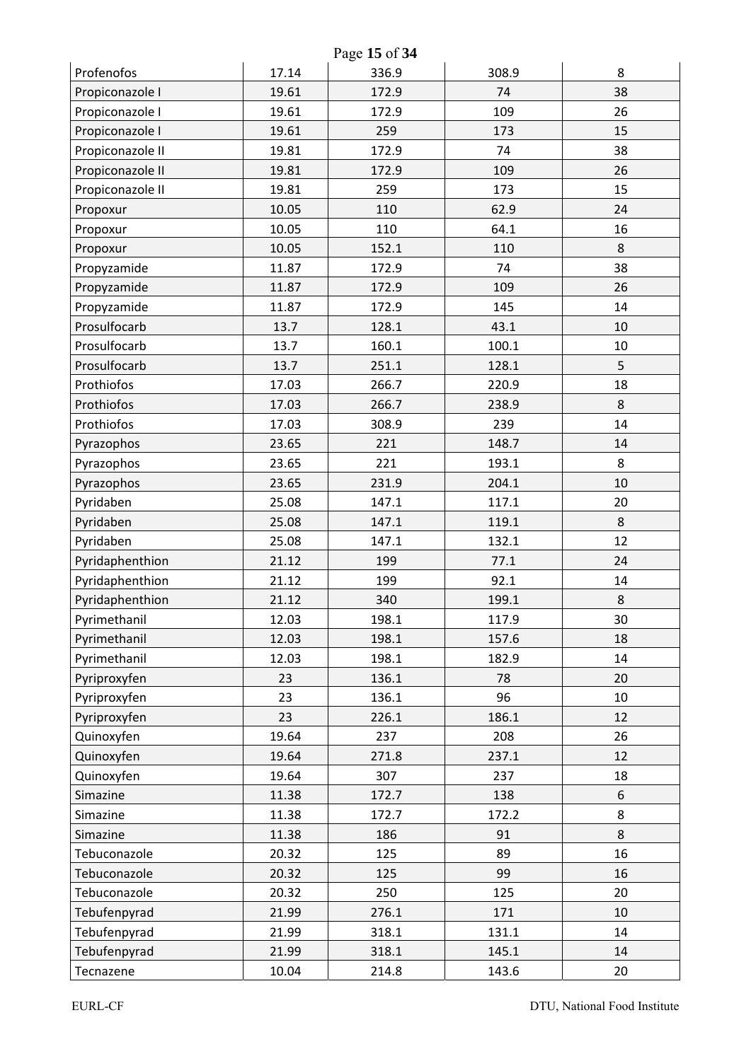| | | | | |
|---|---|---|---|---|
| Profenofos | 17.14 | 336.9 | 308.9 | 8 |
| Propiconazole I | 19.61 | 172.9 | 74 | 38 |
| Propiconazole I | 19.61 | 172.9 | 109 | 26 |
| Propiconazole I | 19.61 | 259 | 173 | 15 |
| Propiconazole II | 19.81 | 172.9 | 74 | 38 |
| Propiconazole II | 19.81 | 172.9 | 109 | 26 |
| Propiconazole II | 19.81 | 259 | 173 | 15 |
| Propoxur | 10.05 | 110 | 62.9 | 24 |
| Propoxur | 10.05 | 110 | 64.1 | 16 |
| Propoxur | 10.05 | 152.1 | 110 | 8 |
| Propyzamide | 11.87 | 172.9 | 74 | 38 |
| Propyzamide | 11.87 | 172.9 | 109 | 26 |
| Propyzamide | 11.87 | 172.9 | 145 | 14 |
| Prosulfocarb | 13.7 | 128.1 | 43.1 | 10 |
| Prosulfocarb | 13.7 | 160.1 | 100.1 | 10 |
| Prosulfocarb | 13.7 | 251.1 | 128.1 | 5 |
| Prothiofos | 17.03 | 266.7 | 220.9 | 18 |
| Prothiofos | 17.03 | 266.7 | 238.9 | 8 |
| Prothiofos | 17.03 | 308.9 | 239 | 14 |
| Pyrazophos | 23.65 | 221 | 148.7 | 14 |
| Pyrazophos | 23.65 | 221 | 193.1 | 8 |
| Pyrazophos | 23.65 | 231.9 | 204.1 | 10 |
| Pyridaben | 25.08 | 147.1 | 117.1 | 20 |
| Pyridaben | 25.08 | 147.1 | 119.1 | 8 |
| Pyridaben | 25.08 | 147.1 | 132.1 | 12 |
| Pyridaphenthion | 21.12 | 199 | 77.1 | 24 |
| Pyridaphenthion | 21.12 | 199 | 92.1 | 14 |
| Pyridaphenthion | 21.12 | 340 | 199.1 | 8 |
| Pyrimethanil | 12.03 | 198.1 | 117.9 | 30 |
| Pyrimethanil | 12.03 | 198.1 | 157.6 | 18 |
| Pyrimethanil | 12.03 | 198.1 | 182.9 | 14 |
| Pyriproxyfen | 23 | 136.1 | 78 | 20 |
| Pyriproxyfen | 23 | 136.1 | 96 | 10 |
| Pyriproxyfen | 23 | 226.1 | 186.1 | 12 |
| Quinoxyfen | 19.64 | 237 | 208 | 26 |
| Quinoxyfen | 19.64 | 271.8 | 237.1 | 12 |
| Quinoxyfen | 19.64 | 307 | 237 | 18 |
| Simazine | 11.38 | 172.7 | 138 | 6 |
| Simazine | 11.38 | 172.7 | 172.2 | 8 |
| Simazine | 11.38 | 186 | 91 | 8 |
| Tebuconazole | 20.32 | 125 | 89 | 16 |
| Tebuconazole | 20.32 | 125 | 99 | 16 |
| Tebuconazole | 20.32 | 250 | 125 | 20 |
| Tebufenpyrad | 21.99 | 276.1 | 171 | 10 |
| Tebufenpyrad | 21.99 | 318.1 | 131.1 | 14 |
| Tebufenpyrad | 21.99 | 318.1 | 145.1 | 14 |
| Tecnazene | 10.04 | 214.8 | 143.6 | 20 |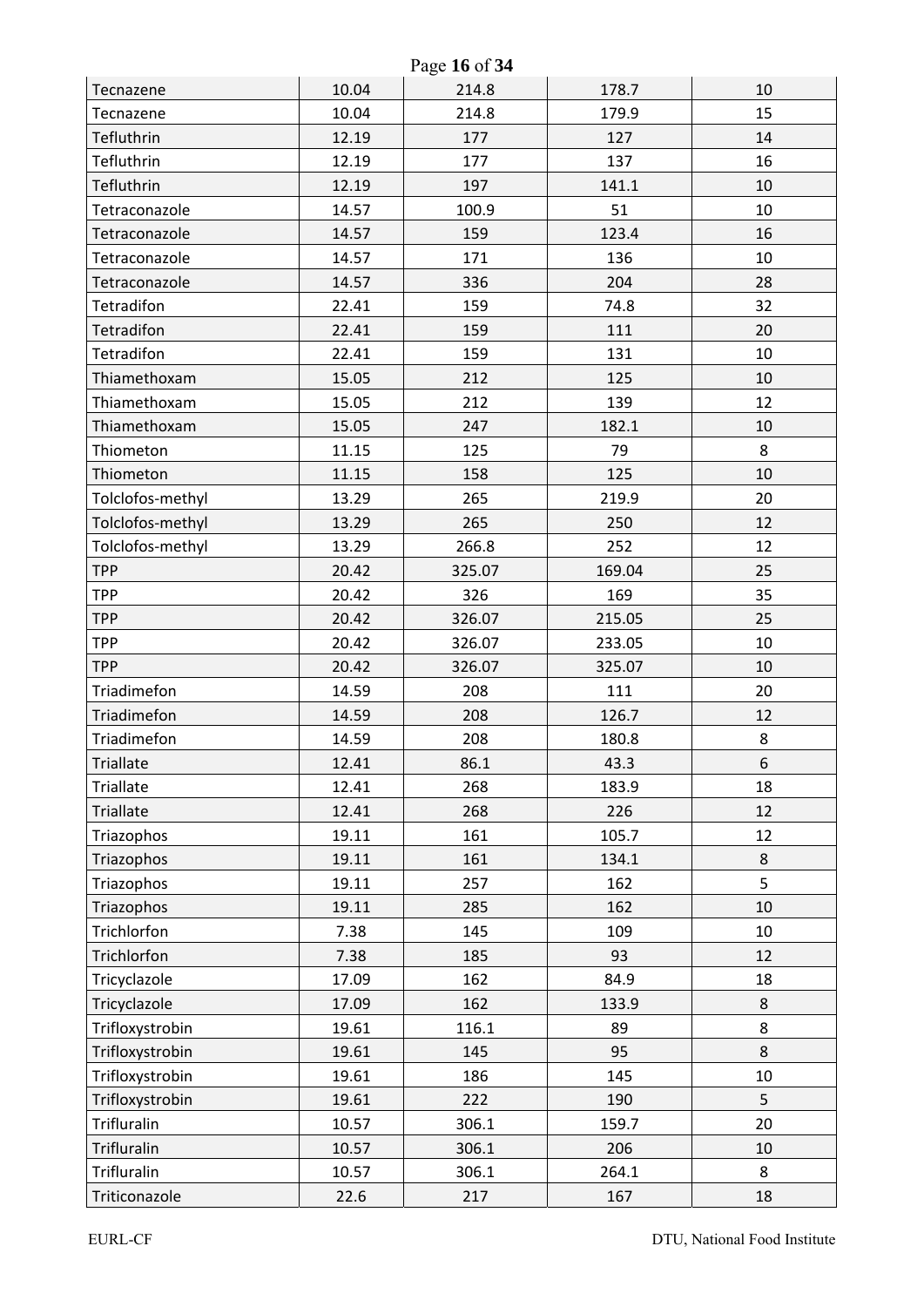| Tecnazene | 10.04 | 214.8 | 178.7 | 10 |
|---|---|---|---|---|
| Tecnazene | 10.04 | 214.8 | 179.9 | 15 |
| Tefluthrin | 12.19 | 177 | 127 | 14 |
| Tefluthrin | 12.19 | 177 | 137 | 16 |
| Tefluthrin | 12.19 | 197 | 141.1 | 10 |
| Tetraconazole | 14.57 | 100.9 | 51 | 10 |
| Tetraconazole | 14.57 | 159 | 123.4 | 16 |
| Tetraconazole | 14.57 | 171 | 136 | 10 |
| Tetraconazole | 14.57 | 336 | 204 | 28 |
| Tetradifon | 22.41 | 159 | 74.8 | 32 |
| Tetradifon | 22.41 | 159 | 111 | 20 |
| Tetradifon | 22.41 | 159 | 131 | 10 |
| Thiamethoxam | 15.05 | 212 | 125 | 10 |
| Thiamethoxam | 15.05 | 212 | 139 | 12 |
| Thiamethoxam | 15.05 | 247 | 182.1 | 10 |
| Thiometon | 11.15 | 125 | 79 | 8 |
| Thiometon | 11.15 | 158 | 125 | 10 |
| Tolclofos-methyl | 13.29 | 265 | 219.9 | 20 |
| Tolclofos-methyl | 13.29 | 265 | 250 | 12 |
| Tolclofos-methyl | 13.29 | 266.8 | 252 | 12 |
| TPP | 20.42 | 325.07 | 169.04 | 25 |
| TPP | 20.42 | 326 | 169 | 35 |
| TPP | 20.42 | 326.07 | 215.05 | 25 |
| TPP | 20.42 | 326.07 | 233.05 | 10 |
| TPP | 20.42 | 326.07 | 325.07 | 10 |
| Triadimefon | 14.59 | 208 | 111 | 20 |
| Triadimefon | 14.59 | 208 | 126.7 | 12 |
| Triadimefon | 14.59 | 208 | 180.8 | 8 |
| Triallate | 12.41 | 86.1 | 43.3 | 6 |
| Triallate | 12.41 | 268 | 183.9 | 18 |
| Triallate | 12.41 | 268 | 226 | 12 |
| Triazophos | 19.11 | 161 | 105.7 | 12 |
| Triazophos | 19.11 | 161 | 134.1 | 8 |
| Triazophos | 19.11 | 257 | 162 | 5 |
| Triazophos | 19.11 | 285 | 162 | 10 |
| Trichlorfon | 7.38 | 145 | 109 | 10 |
| Trichlorfon | 7.38 | 185 | 93 | 12 |
| Tricyclazole | 17.09 | 162 | 84.9 | 18 |
| Tricyclazole | 17.09 | 162 | 133.9 | 8 |
| Trifloxystrobin | 19.61 | 116.1 | 89 | 8 |
| Trifloxystrobin | 19.61 | 145 | 95 | 8 |
| Trifloxystrobin | 19.61 | 186 | 145 | 10 |
| Trifloxystrobin | 19.61 | 222 | 190 | 5 |
| Trifluralin | 10.57 | 306.1 | 159.7 | 20 |
| Trifluralin | 10.57 | 306.1 | 206 | 10 |
| Trifluralin | 10.57 | 306.1 | 264.1 | 8 |
| Triticonazole | 22.6 | 217 | 167 | 18 |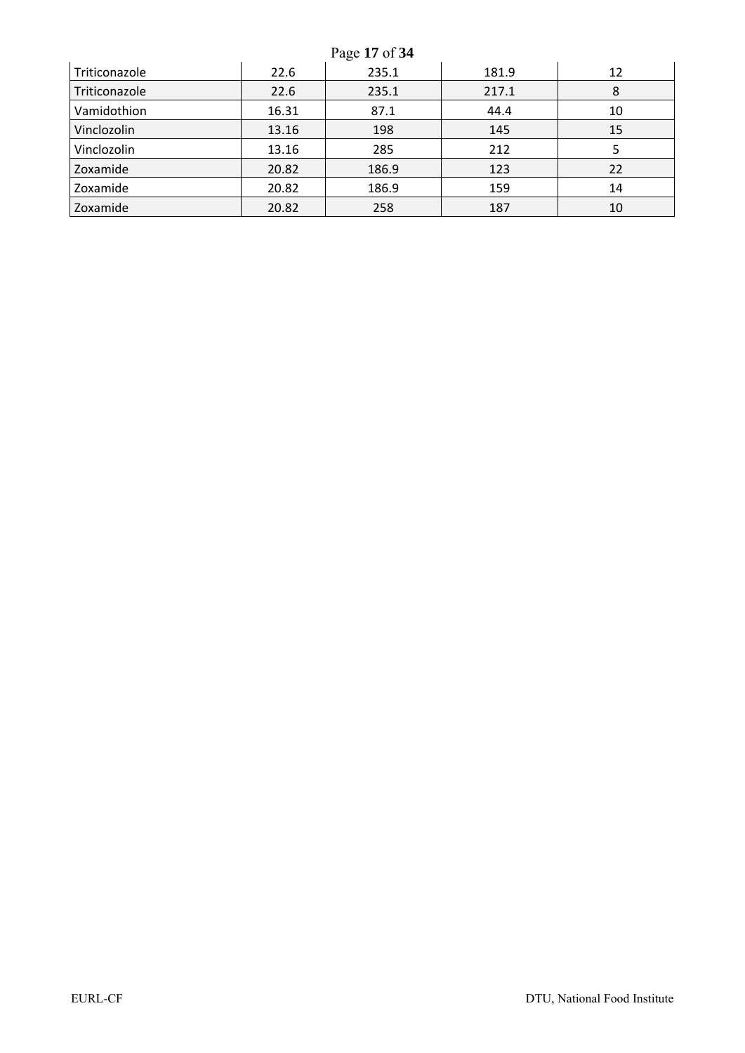| | | | | |
|---|---|---|---|---|
| Triticonazole | 22.6 | 235.1 | 181.9 | 12 |
| Triticonazole | 22.6 | 235.1 | 217.1 | 8 |
| Vamidothion | 16.31 | 87.1 | 44.4 | 10 |
| Vinclozolin | 13.16 | 198 | 145 | 15 |
| Vinclozolin | 13.16 | 285 | 212 | 5 |
| Zoxamide | 20.82 | 186.9 | 123 | 22 |
| Zoxamide | 20.82 | 186.9 | 159 | 14 |
| Zoxamide | 20.82 | 258 | 187 | 10 |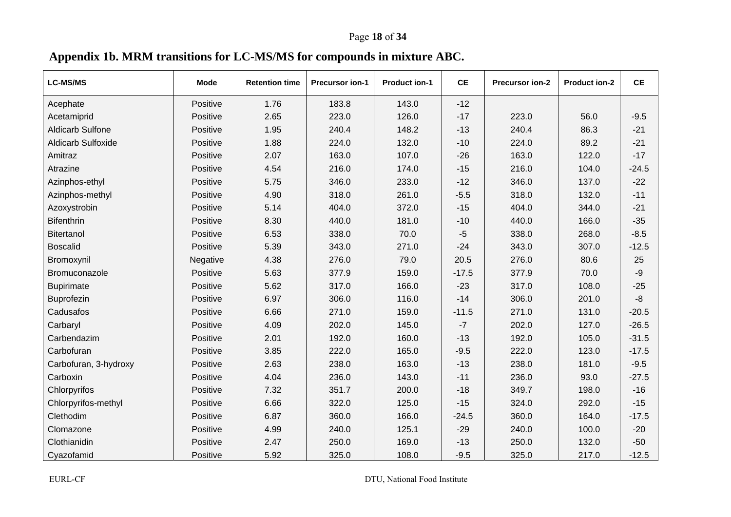## Appendix 1b. MRM transitions for LC-MS/MS for compounds in mixture ABC.

| LC-MS/MS | Mode | Retention time | Precursor ion-1 | Product ion-1 | CE | Precursor ion-2 | Product ion-2 | CE |
|---|---|---|---|---|---|---|---|---|
| Acephate | Positive | 1.76 | 183.8 | 143.0 | -12 | | | |
| Acetamiprid | Positive | 2.65 | 223.0 | 126.0 | -17 | 223.0 | 56.0 | -9.5 |
| Aldicarb Sulfone | Positive | 1.95 | 240.4 | 148.2 | -13 | 240.4 | 86.3 | -21 |
| Aldicarb Sulfoxide | Positive | 1.88 | 224.0 | 132.0 | -10 | 224.0 | 89.2 | -21 |
| Amitraz | Positive | 2.07 | 163.0 | 107.0 | -26 | 163.0 | 122.0 | -17 |
| Atrazine | Positive | 4.54 | 216.0 | 174.0 | -15 | 216.0 | 104.0 | -24.5 |
| Azinphos-ethyl | Positive | 5.75 | 346.0 | 233.0 | -12 | 346.0 | 137.0 | -22 |
| Azinphos-methyl | Positive | 4.90 | 318.0 | 261.0 | -5.5 | 318.0 | 132.0 | -11 |
| Azoxystrobin | Positive | 5.14 | 404.0 | 372.0 | -15 | 404.0 | 344.0 | -21 |
| Bifenthrin | Positive | 8.30 | 440.0 | 181.0 | -10 | 440.0 | 166.0 | -35 |
| Bitertanol | Positive | 6.53 | 338.0 | 70.0 | -5 | 338.0 | 268.0 | -8.5 |
| Boscalid | Positive | 5.39 | 343.0 | 271.0 | -24 | 343.0 | 307.0 | -12.5 |
| Bromoxynil | Negative | 4.38 | 276.0 | 79.0 | 20.5 | 276.0 | 80.6 | 25 |
| Bromuconazole | Positive | 5.63 | 377.9 | 159.0 | -17.5 | 377.9 | 70.0 | -9 |
| Bupirimate | Positive | 5.62 | 317.0 | 166.0 | -23 | 317.0 | 108.0 | -25 |
| Buprofezin | Positive | 6.97 | 306.0 | 116.0 | -14 | 306.0 | 201.0 | -8 |
| Cadusafos | Positive | 6.66 | 271.0 | 159.0 | -11.5 | 271.0 | 131.0 | -20.5 |
| Carbaryl | Positive | 4.09 | 202.0 | 145.0 | -7 | 202.0 | 127.0 | -26.5 |
| Carbendazim | Positive | 2.01 | 192.0 | 160.0 | -13 | 192.0 | 105.0 | -31.5 |
| Carbofuran | Positive | 3.85 | 222.0 | 165.0 | -9.5 | 222.0 | 123.0 | -17.5 |
| Carbofuran, 3-hydroxy | Positive | 2.63 | 238.0 | 163.0 | -13 | 238.0 | 181.0 | -9.5 |
| Carboxin | Positive | 4.04 | 236.0 | 143.0 | -11 | 236.0 | 93.0 | -27.5 |
| Chlorpyrifos | Positive | 7.32 | 351.7 | 200.0 | -18 | 349.7 | 198.0 | -16 |
| Chlorpyrifos-methyl | Positive | 6.66 | 322.0 | 125.0 | -15 | 324.0 | 292.0 | -15 |
| Clethodim | Positive | 6.87 | 360.0 | 166.0 | -24.5 | 360.0 | 164.0 | -17.5 |
| Clomazone | Positive | 4.99 | 240.0 | 125.1 | -29 | 240.0 | 100.0 | -20 |
| Clothianidin | Positive | 2.47 | 250.0 | 169.0 | -13 | 250.0 | 132.0 | -50 |
| Cyazofamid | Positive | 5.92 | 325.0 | 108.0 | -9.5 | 325.0 | 217.0 | -12.5 |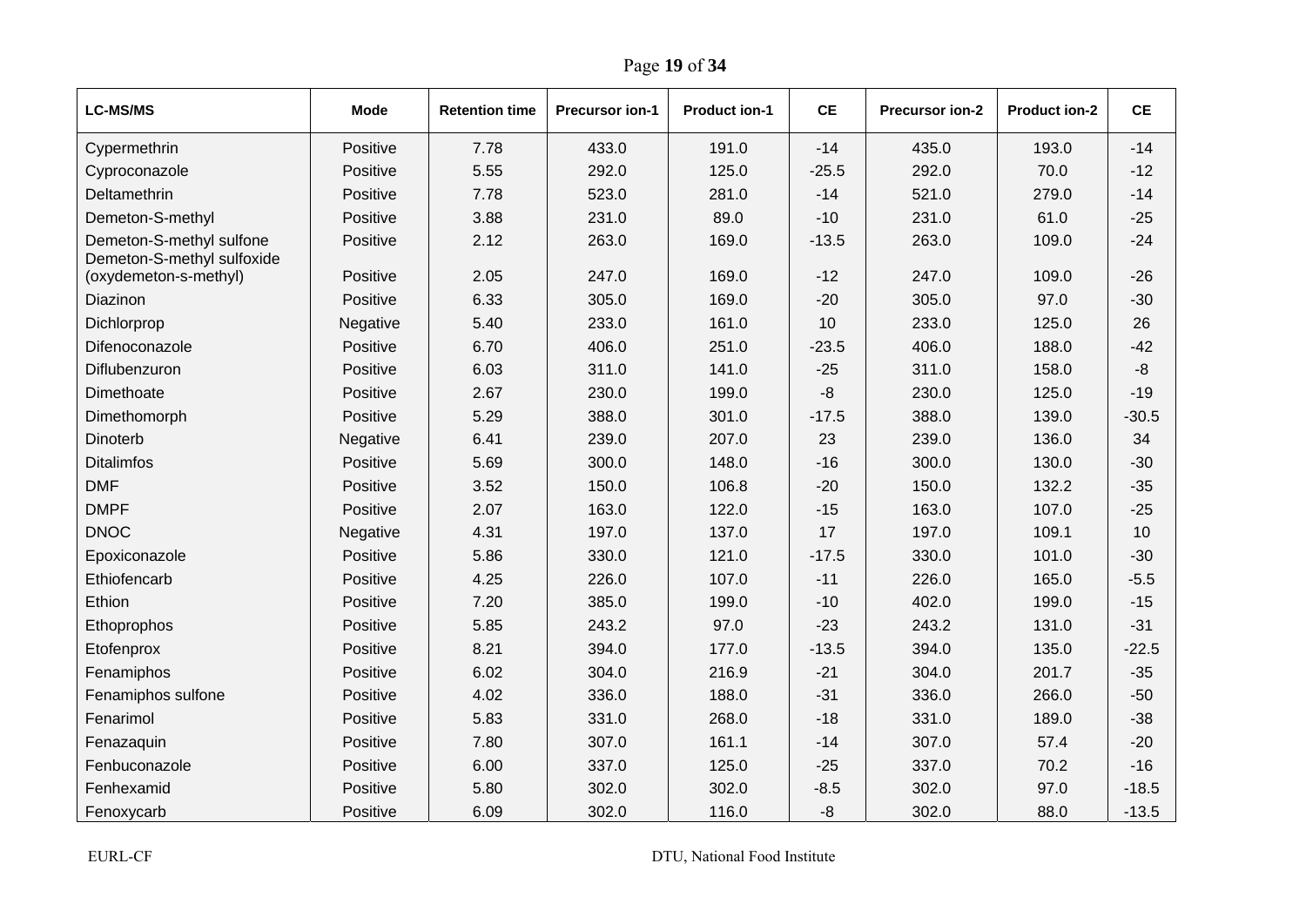| LC-MS/MS | Mode | Retention time | Precursor ion-1 | Product ion-1 | CE | Precursor ion-2 | Product ion-2 | CE |
|---|---|---|---|---|---|---|---|---|
| Cypermethrin | Positive | 7.78 | 433.0 | 191.0 | -14 | 435.0 | 193.0 | -14 |
| Cyproconazole | Positive | 5.55 | 292.0 | 125.0 | -25.5 | 292.0 | 70.0 | -12 |
| Deltamethrin | Positive | 7.78 | 523.0 | 281.0 | -14 | 521.0 | 279.0 | -14 |
| Demeton-S-methyl | Positive | 3.88 | 231.0 | 89.0 | -10 | 231.0 | 61.0 | -25 |
| Demeton-S-methyl sulfone | Positive | 2.12 | 263.0 | 169.0 | -13.5 | 263.0 | 109.0 | -24 |
| Demeton-S-methyl sulfoxide (oxydemeton-s-methyl) | Positive | 2.05 | 247.0 | 169.0 | -12 | 247.0 | 109.0 | -26 |
| Diazinon | Positive | 6.33 | 305.0 | 169.0 | -20 | 305.0 | 97.0 | -30 |
| Dichlorprop | Negative | 5.40 | 233.0 | 161.0 | 10 | 233.0 | 125.0 | 26 |
| Difenoconazole | Positive | 6.70 | 406.0 | 251.0 | -23.5 | 406.0 | 188.0 | -42 |
| Diflubenzuron | Positive | 6.03 | 311.0 | 141.0 | -25 | 311.0 | 158.0 | -8 |
| Dimethoate | Positive | 2.67 | 230.0 | 199.0 | -8 | 230.0 | 125.0 | -19 |
| Dimethomorph | Positive | 5.29 | 388.0 | 301.0 | -17.5 | 388.0 | 139.0 | -30.5 |
| Dinoterb | Negative | 6.41 | 239.0 | 207.0 | 23 | 239.0 | 136.0 | 34 |
| Ditalimfos | Positive | 5.69 | 300.0 | 148.0 | -16 | 300.0 | 130.0 | -30 |
| DMF | Positive | 3.52 | 150.0 | 106.8 | -20 | 150.0 | 132.2 | -35 |
| DMPF | Positive | 2.07 | 163.0 | 122.0 | -15 | 163.0 | 107.0 | -25 |
| DNOC | Negative | 4.31 | 197.0 | 137.0 | 17 | 197.0 | 109.1 | 10 |
| Epoxiconazole | Positive | 5.86 | 330.0 | 121.0 | -17.5 | 330.0 | 101.0 | -30 |
| Ethiofencarb | Positive | 4.25 | 226.0 | 107.0 | -11 | 226.0 | 165.0 | -5.5 |
| Ethion | Positive | 7.20 | 385.0 | 199.0 | -10 | 402.0 | 199.0 | -15 |
| Ethoprophos | Positive | 5.85 | 243.2 | 97.0 | -23 | 243.2 | 131.0 | -31 |
| Etofenprox | Positive | 8.21 | 394.0 | 177.0 | -13.5 | 394.0 | 135.0 | -22.5 |
| Fenamiphos | Positive | 6.02 | 304.0 | 216.9 | -21 | 304.0 | 201.7 | -35 |
| Fenamiphos sulfone | Positive | 4.02 | 336.0 | 188.0 | -31 | 336.0 | 266.0 | -50 |
| Fenarimol | Positive | 5.83 | 331.0 | 268.0 | -18 | 331.0 | 189.0 | -38 |
| Fenazaquin | Positive | 7.80 | 307.0 | 161.1 | -14 | 307.0 | 57.4 | -20 |
| Fenbuconazole | Positive | 6.00 | 337.0 | 125.0 | -25 | 337.0 | 70.2 | -16 |
| Fenhexamid | Positive | 5.80 | 302.0 | 302.0 | -8.5 | 302.0 | 97.0 | -18.5 |
| Fenoxycarb | Positive | 6.09 | 302.0 | 116.0 | -8 | 302.0 | 88.0 | -13.5 |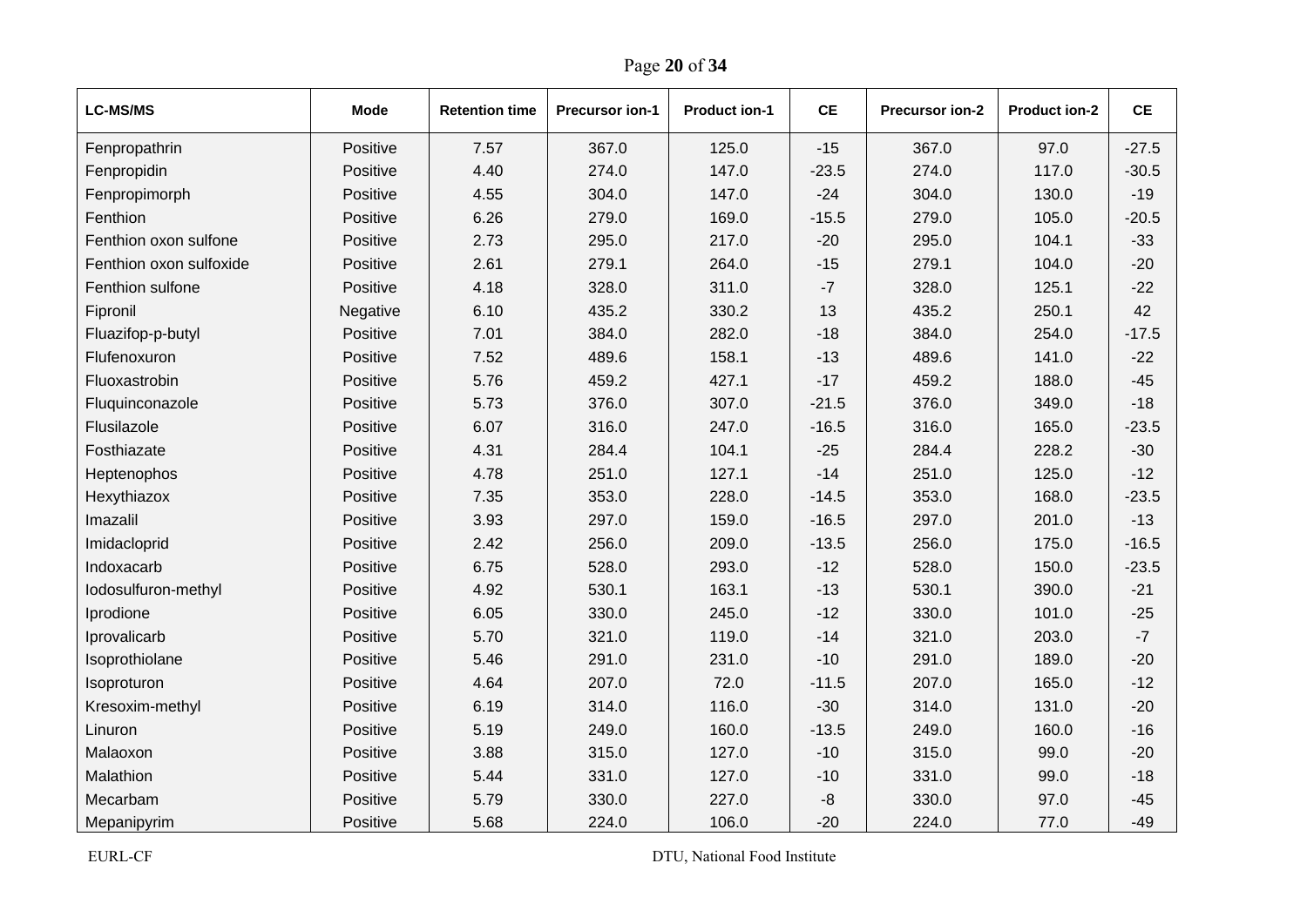| LC-MS/MS | Mode | Retention time | Precursor ion-1 | Product ion-1 | CE | Precursor ion-2 | Product ion-2 | CE |
|---|---|---|---|---|---|---|---|---|
| Fenpropathrin | Positive | 7.57 | 367.0 | 125.0 | -15 | 367.0 | 97.0 | -27.5 |
| Fenpropidin | Positive | 4.40 | 274.0 | 147.0 | -23.5 | 274.0 | 117.0 | -30.5 |
| Fenpropimorph | Positive | 4.55 | 304.0 | 147.0 | -24 | 304.0 | 130.0 | -19 |
| Fenthion | Positive | 6.26 | 279.0 | 169.0 | -15.5 | 279.0 | 105.0 | -20.5 |
| Fenthion oxon sulfone | Positive | 2.73 | 295.0 | 217.0 | -20 | 295.0 | 104.1 | -33 |
| Fenthion oxon sulfoxide | Positive | 2.61 | 279.1 | 264.0 | -15 | 279.1 | 104.0 | -20 |
| Fenthion sulfone | Positive | 4.18 | 328.0 | 311.0 | -7 | 328.0 | 125.1 | -22 |
| Fipronil | Negative | 6.10 | 435.2 | 330.2 | 13 | 435.2 | 250.1 | 42 |
| Fluazifop-p-butyl | Positive | 7.01 | 384.0 | 282.0 | -18 | 384.0 | 254.0 | -17.5 |
| Flufenoxuron | Positive | 7.52 | 489.6 | 158.1 | -13 | 489.6 | 141.0 | -22 |
| Fluoxastrobin | Positive | 5.76 | 459.2 | 427.1 | -17 | 459.2 | 188.0 | -45 |
| Fluquinconazole | Positive | 5.73 | 376.0 | 307.0 | -21.5 | 376.0 | 349.0 | -18 |
| Flusilazole | Positive | 6.07 | 316.0 | 247.0 | -16.5 | 316.0 | 165.0 | -23.5 |
| Fosthiazate | Positive | 4.31 | 284.4 | 104.1 | -25 | 284.4 | 228.2 | -30 |
| Heptenophos | Positive | 4.78 | 251.0 | 127.1 | -14 | 251.0 | 125.0 | -12 |
| Hexythiazox | Positive | 7.35 | 353.0 | 228.0 | -14.5 | 353.0 | 168.0 | -23.5 |
| Imazalil | Positive | 3.93 | 297.0 | 159.0 | -16.5 | 297.0 | 201.0 | -13 |
| Imidacloprid | Positive | 2.42 | 256.0 | 209.0 | -13.5 | 256.0 | 175.0 | -16.5 |
| Indoxacarb | Positive | 6.75 | 528.0 | 293.0 | -12 | 528.0 | 150.0 | -23.5 |
| Iodosulfuron-methyl | Positive | 4.92 | 530.1 | 163.1 | -13 | 530.1 | 390.0 | -21 |
| Iprodione | Positive | 6.05 | 330.0 | 245.0 | -12 | 330.0 | 101.0 | -25 |
| Iprovalicarb | Positive | 5.70 | 321.0 | 119.0 | -14 | 321.0 | 203.0 | -7 |
| Isoprothiolane | Positive | 5.46 | 291.0 | 231.0 | -10 | 291.0 | 189.0 | -20 |
| Isoproturon | Positive | 4.64 | 207.0 | 72.0 | -11.5 | 207.0 | 165.0 | -12 |
| Kresoxim-methyl | Positive | 6.19 | 314.0 | 116.0 | -30 | 314.0 | 131.0 | -20 |
| Linuron | Positive | 5.19 | 249.0 | 160.0 | -13.5 | 249.0 | 160.0 | -16 |
| Malaoxon | Positive | 3.88 | 315.0 | 127.0 | -10 | 315.0 | 99.0 | -20 |
| Malathion | Positive | 5.44 | 331.0 | 127.0 | -10 | 331.0 | 99.0 | -18 |
| Mecarbam | Positive | 5.79 | 330.0 | 227.0 | -8 | 330.0 | 97.0 | -45 |
| Mepanipyrim | Positive | 5.68 | 224.0 | 106.0 | -20 | 224.0 | 77.0 | -49 |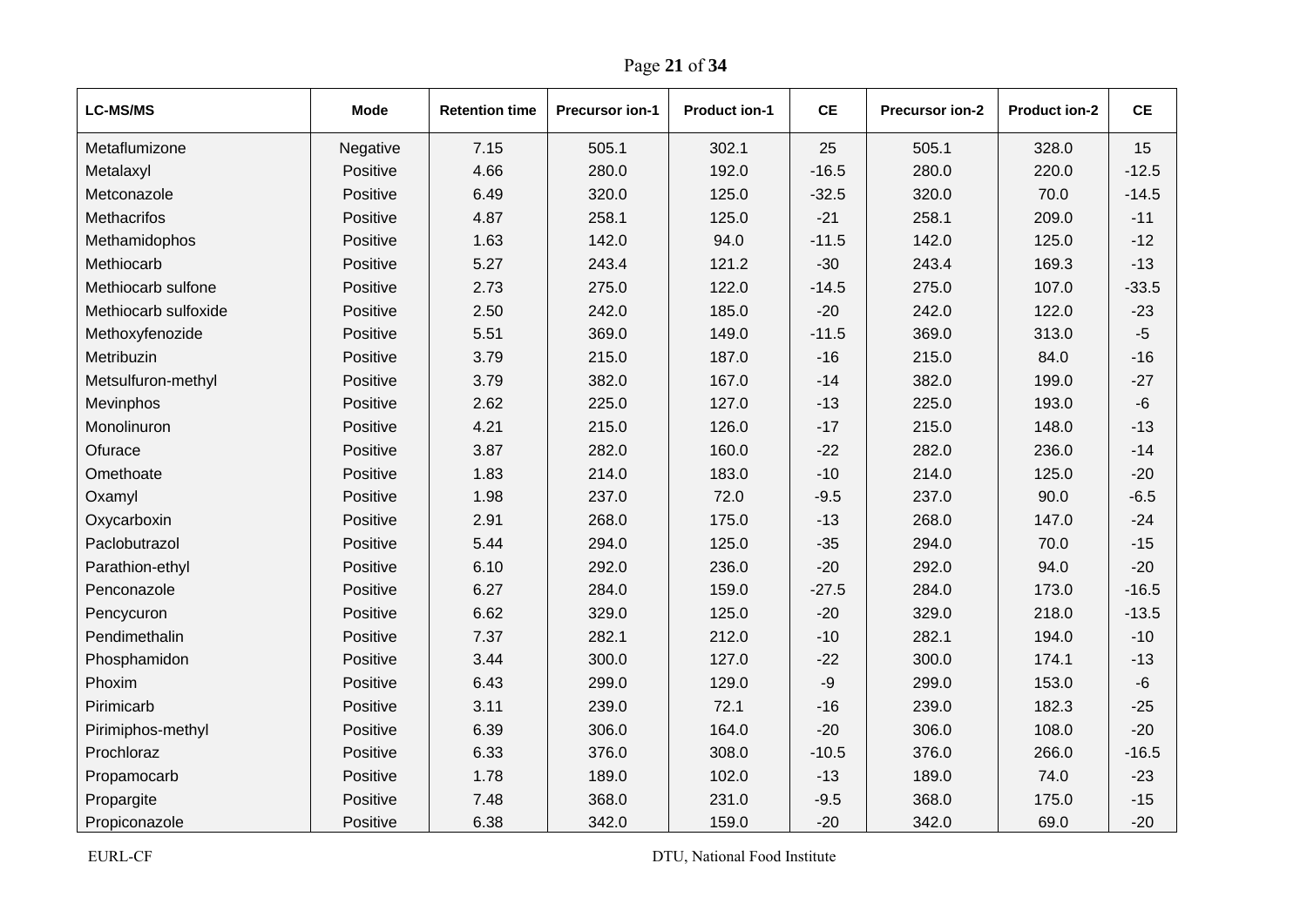| LC-MS/MS | Mode | Retention time | Precursor ion-1 | Product ion-1 | CE | Precursor ion-2 | Product ion-2 | CE |
|---|---|---|---|---|---|---|---|---|
| Metaflumizone | Negative | 7.15 | 505.1 | 302.1 | 25 | 505.1 | 328.0 | 15 |
| Metalaxyl | Positive | 4.66 | 280.0 | 192.0 | -16.5 | 280.0 | 220.0 | -12.5 |
| Metconazole | Positive | 6.49 | 320.0 | 125.0 | -32.5 | 320.0 | 70.0 | -14.5 |
| Methacrifos | Positive | 4.87 | 258.1 | 125.0 | -21 | 258.1 | 209.0 | -11 |
| Methamidophos | Positive | 1.63 | 142.0 | 94.0 | -11.5 | 142.0 | 125.0 | -12 |
| Methiocarb | Positive | 5.27 | 243.4 | 121.2 | -30 | 243.4 | 169.3 | -13 |
| Methiocarb sulfone | Positive | 2.73 | 275.0 | 122.0 | -14.5 | 275.0 | 107.0 | -33.5 |
| Methiocarb sulfoxide | Positive | 2.50 | 242.0 | 185.0 | -20 | 242.0 | 122.0 | -23 |
| Methoxyfenozide | Positive | 5.51 | 369.0 | 149.0 | -11.5 | 369.0 | 313.0 | -5 |
| Metribuzin | Positive | 3.79 | 215.0 | 187.0 | -16 | 215.0 | 84.0 | -16 |
| Metsulfuron-methyl | Positive | 3.79 | 382.0 | 167.0 | -14 | 382.0 | 199.0 | -27 |
| Mevinphos | Positive | 2.62 | 225.0 | 127.0 | -13 | 225.0 | 193.0 | -6 |
| Monolinuron | Positive | 4.21 | 215.0 | 126.0 | -17 | 215.0 | 148.0 | -13 |
| Ofurace | Positive | 3.87 | 282.0 | 160.0 | -22 | 282.0 | 236.0 | -14 |
| Omethoate | Positive | 1.83 | 214.0 | 183.0 | -10 | 214.0 | 125.0 | -20 |
| Oxamyl | Positive | 1.98 | 237.0 | 72.0 | -9.5 | 237.0 | 90.0 | -6.5 |
| Oxycarboxin | Positive | 2.91 | 268.0 | 175.0 | -13 | 268.0 | 147.0 | -24 |
| Paclobutrazol | Positive | 5.44 | 294.0 | 125.0 | -35 | 294.0 | 70.0 | -15 |
| Parathion-ethyl | Positive | 6.10 | 292.0 | 236.0 | -20 | 292.0 | 94.0 | -20 |
| Penconazole | Positive | 6.27 | 284.0 | 159.0 | -27.5 | 284.0 | 173.0 | -16.5 |
| Pencycuron | Positive | 6.62 | 329.0 | 125.0 | -20 | 329.0 | 218.0 | -13.5 |
| Pendimethalin | Positive | 7.37 | 282.1 | 212.0 | -10 | 282.1 | 194.0 | -10 |
| Phosphamidon | Positive | 3.44 | 300.0 | 127.0 | -22 | 300.0 | 174.1 | -13 |
| Phoxim | Positive | 6.43 | 299.0 | 129.0 | -9 | 299.0 | 153.0 | -6 |
| Pirimicarb | Positive | 3.11 | 239.0 | 72.1 | -16 | 239.0 | 182.3 | -25 |
| Pirimiphos-methyl | Positive | 6.39 | 306.0 | 164.0 | -20 | 306.0 | 108.0 | -20 |
| Prochloraz | Positive | 6.33 | 376.0 | 308.0 | -10.5 | 376.0 | 266.0 | -16.5 |
| Propamocarb | Positive | 1.78 | 189.0 | 102.0 | -13 | 189.0 | 74.0 | -23 |
| Propargite | Positive | 7.48 | 368.0 | 231.0 | -9.5 | 368.0 | 175.0 | -15 |
| Propiconazole | Positive | 6.38 | 342.0 | 159.0 | -20 | 342.0 | 69.0 | -20 |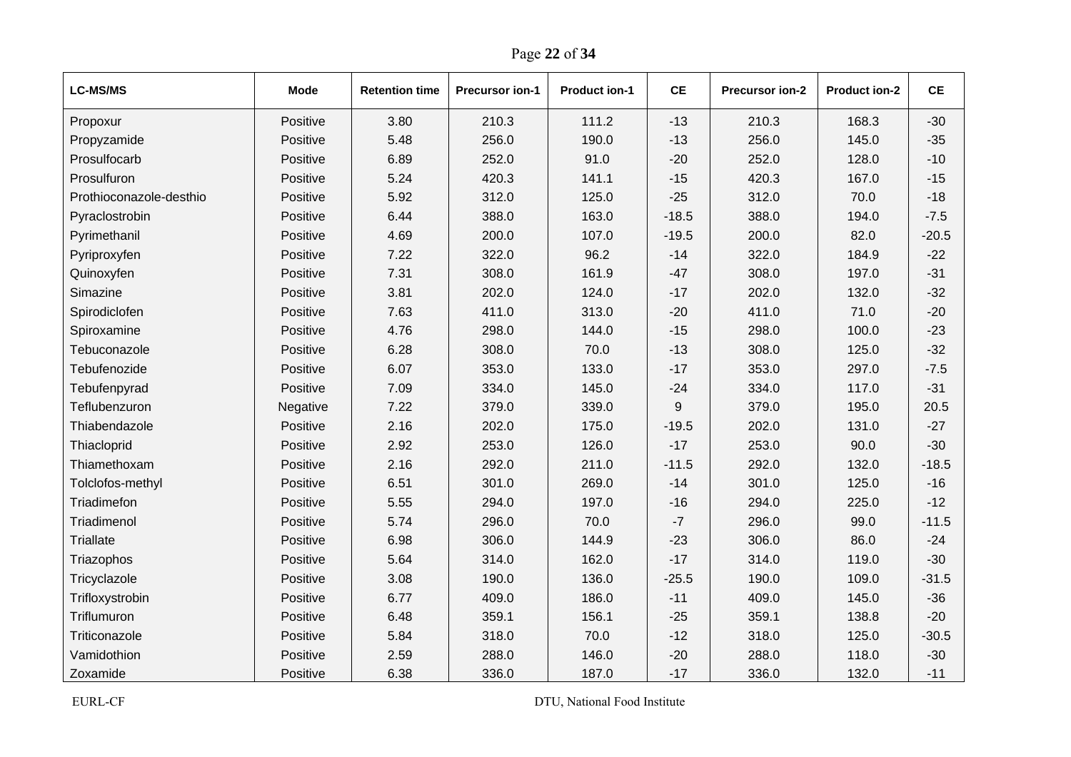| LC-MS/MS | Mode | Retention time | Precursor ion-1 | Product ion-1 | CE | Precursor ion-2 | Product ion-2 | CE |
|---|---|---|---|---|---|---|---|---|
| Propoxur | Positive | 3.80 | 210.3 | 111.2 | -13 | 210.3 | 168.3 | -30 |
| Propyzamide | Positive | 5.48 | 256.0 | 190.0 | -13 | 256.0 | 145.0 | -35 |
| Prosulfocarb | Positive | 6.89 | 252.0 | 91.0 | -20 | 252.0 | 128.0 | -10 |
| Prosulfuron | Positive | 5.24 | 420.3 | 141.1 | -15 | 420.3 | 167.0 | -15 |
| Prothioconazole-desthio | Positive | 5.92 | 312.0 | 125.0 | -25 | 312.0 | 70.0 | -18 |
| Pyraclostrobin | Positive | 6.44 | 388.0 | 163.0 | -18.5 | 388.0 | 194.0 | -7.5 |
| Pyrimethanil | Positive | 4.69 | 200.0 | 107.0 | -19.5 | 200.0 | 82.0 | -20.5 |
| Pyriproxyfen | Positive | 7.22 | 322.0 | 96.2 | -14 | 322.0 | 184.9 | -22 |
| Quinoxyfen | Positive | 7.31 | 308.0 | 161.9 | -47 | 308.0 | 197.0 | -31 |
| Simazine | Positive | 3.81 | 202.0 | 124.0 | -17 | 202.0 | 132.0 | -32 |
| Spirodiclofen | Positive | 7.63 | 411.0 | 313.0 | -20 | 411.0 | 71.0 | -20 |
| Spiroxamine | Positive | 4.76 | 298.0 | 144.0 | -15 | 298.0 | 100.0 | -23 |
| Tebuconazole | Positive | 6.28 | 308.0 | 70.0 | -13 | 308.0 | 125.0 | -32 |
| Tebufenozide | Positive | 6.07 | 353.0 | 133.0 | -17 | 353.0 | 297.0 | -7.5 |
| Tebufenpyrad | Positive | 7.09 | 334.0 | 145.0 | -24 | 334.0 | 117.0 | -31 |
| Teflubenzuron | Negative | 7.22 | 379.0 | 339.0 | 9 | 379.0 | 195.0 | 20.5 |
| Thiabendazole | Positive | 2.16 | 202.0 | 175.0 | -19.5 | 202.0 | 131.0 | -27 |
| Thiacloprid | Positive | 2.92 | 253.0 | 126.0 | -17 | 253.0 | 90.0 | -30 |
| Thiamethoxam | Positive | 2.16 | 292.0 | 211.0 | -11.5 | 292.0 | 132.0 | -18.5 |
| Tolclofos-methyl | Positive | 6.51 | 301.0 | 269.0 | -14 | 301.0 | 125.0 | -16 |
| Triadimefon | Positive | 5.55 | 294.0 | 197.0 | -16 | 294.0 | 225.0 | -12 |
| Triadimenol | Positive | 5.74 | 296.0 | 70.0 | -7 | 296.0 | 99.0 | -11.5 |
| Triallate | Positive | 6.98 | 306.0 | 144.9 | -23 | 306.0 | 86.0 | -24 |
| Triazophos | Positive | 5.64 | 314.0 | 162.0 | -17 | 314.0 | 119.0 | -30 |
| Tricyclazole | Positive | 3.08 | 190.0 | 136.0 | -25.5 | 190.0 | 109.0 | -31.5 |
| Trifloxystrobin | Positive | 6.77 | 409.0 | 186.0 | -11 | 409.0 | 145.0 | -36 |
| Triflumuron | Positive | 6.48 | 359.1 | 156.1 | -25 | 359.1 | 138.8 | -20 |
| Triticonazole | Positive | 5.84 | 318.0 | 70.0 | -12 | 318.0 | 125.0 | -30.5 |
| Vamidothion | Positive | 2.59 | 288.0 | 146.0 | -20 | 288.0 | 118.0 | -30 |
| Zoxamide | Positive | 6.38 | 336.0 | 187.0 | -17 | 336.0 | 132.0 | -11 |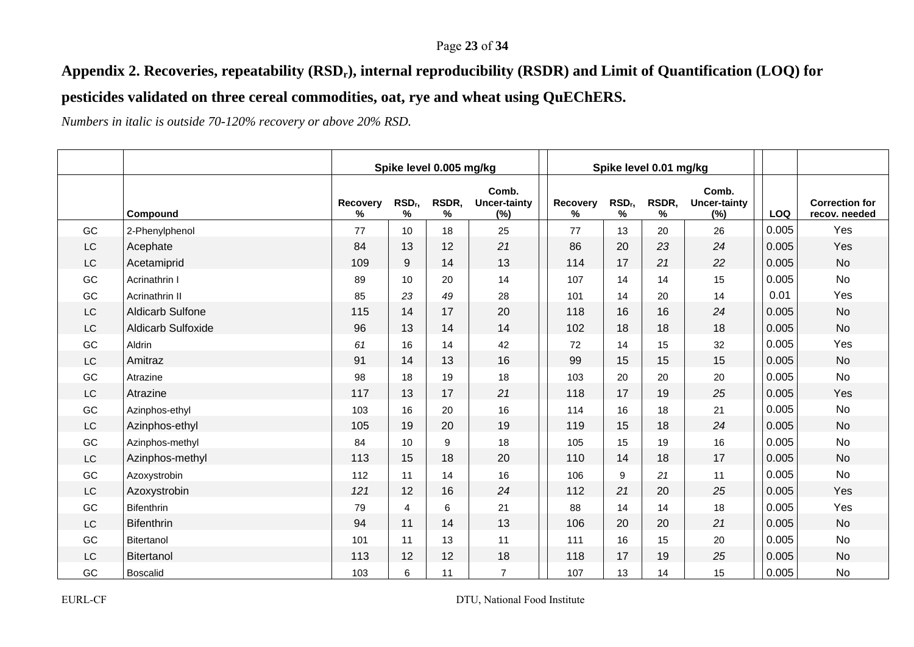## Appendix 2. Recoveries, repeatability ($RSD_r$), internal reproducibility (RSDR) and Limit of Quantification (LOQ) for pesticides validated on three cereal commodities, oat, rye and wheat using QuEChERS.

*Numbers in italic is outside 70-120% recovery or above 20% RSD.*

| | | Spike level 0.005 mg/kg | | | | Spike level 0.01 mg/kg | | | | | |
|---|---|---|---|---|---|---|---|---|---|---|---|
| | **Compound** | **Recovery %** | **$RSD_r$, %** | **RSDR, %** | **Comb. Uncer-tainty (%)** | **Recovery %** | **$RSD_r$, %** | **RSDR, %** | **Comb. Uncer-tainty (%)** | **LOQ** | **Correction for recov. needed** |
| GC | 2-Phenylphenol | 77 | 10 | 18 | 25 | 77 | 13 | 20 | 26 | 0.005 | Yes |
| LC | Acephate | 84 | 13 | 12 | *21* | 86 | 20 | *23* | *24* | 0.005 | Yes |
| LC | Acetamiprid | 109 | 9 | 14 | 13 | 114 | 17 | *21* | *22* | 0.005 | No |
| GC | Acrinathrin I | 89 | 10 | 20 | 14 | 107 | 14 | 14 | 15 | 0.005 | No |
| GC | Acrinathrin II | 85 | *23* | *49* | 28 | 101 | 14 | 20 | 14 | 0.01 | Yes |
| LC | Aldicarb Sulfone | 115 | 14 | 17 | 20 | 118 | 16 | 16 | *24* | 0.005 | No |
| LC | Aldicarb Sulfoxide | 96 | 13 | 14 | 14 | 102 | 18 | 18 | 18 | 0.005 | No |
| GC | Aldrin | *61* | 16 | 14 | 42 | 72 | 14 | 15 | 32 | 0.005 | Yes |
| LC | Amitraz | 91 | 14 | 13 | 16 | 99 | 15 | 15 | 15 | 0.005 | No |
| GC | Atrazine | 98 | 18 | 19 | 18 | 103 | 20 | 20 | 20 | 0.005 | No |
| LC | Atrazine | 117 | 13 | 17 | *21* | 118 | 17 | 19 | *25* | 0.005 | Yes |
| GC | Azinphos-ethyl | 103 | 16 | 20 | 16 | 114 | 16 | 18 | 21 | 0.005 | No |
| LC | Azinphos-ethyl | 105 | 19 | 20 | 19 | 119 | 15 | 18 | *24* | 0.005 | No |
| GC | Azinphos-methyl | 84 | 10 | 9 | 18 | 105 | 15 | 19 | 16 | 0.005 | No |
| LC | Azinphos-methyl | 113 | 15 | 18 | 20 | 110 | 14 | 18 | 17 | 0.005 | No |
| GC | Azoxystrobin | 112 | 11 | 14 | 16 | 106 | 9 | *21* | 11 | 0.005 | No |
| LC | Azoxystrobin | *121* | 12 | 16 | *24* | 112 | *21* | 20 | *25* | 0.005 | Yes |
| GC | Bifenthrin | 79 | 4 | 6 | 21 | 88 | 14 | 14 | 18 | 0.005 | Yes |
| LC | Bifenthrin | 94 | 11 | 14 | 13 | 106 | 20 | 20 | *21* | 0.005 | No |
| GC | Bitertanol | 101 | 11 | 13 | 11 | 111 | 16 | 15 | 20 | 0.005 | No |
| LC | Bitertanol | 113 | 12 | 12 | 18 | 118 | 17 | 19 | *25* | 0.005 | No |
| GC | Boscalid | 103 | 6 | 11 | 7 | 107 | 13 | 14 | 15 | 0.005 | No |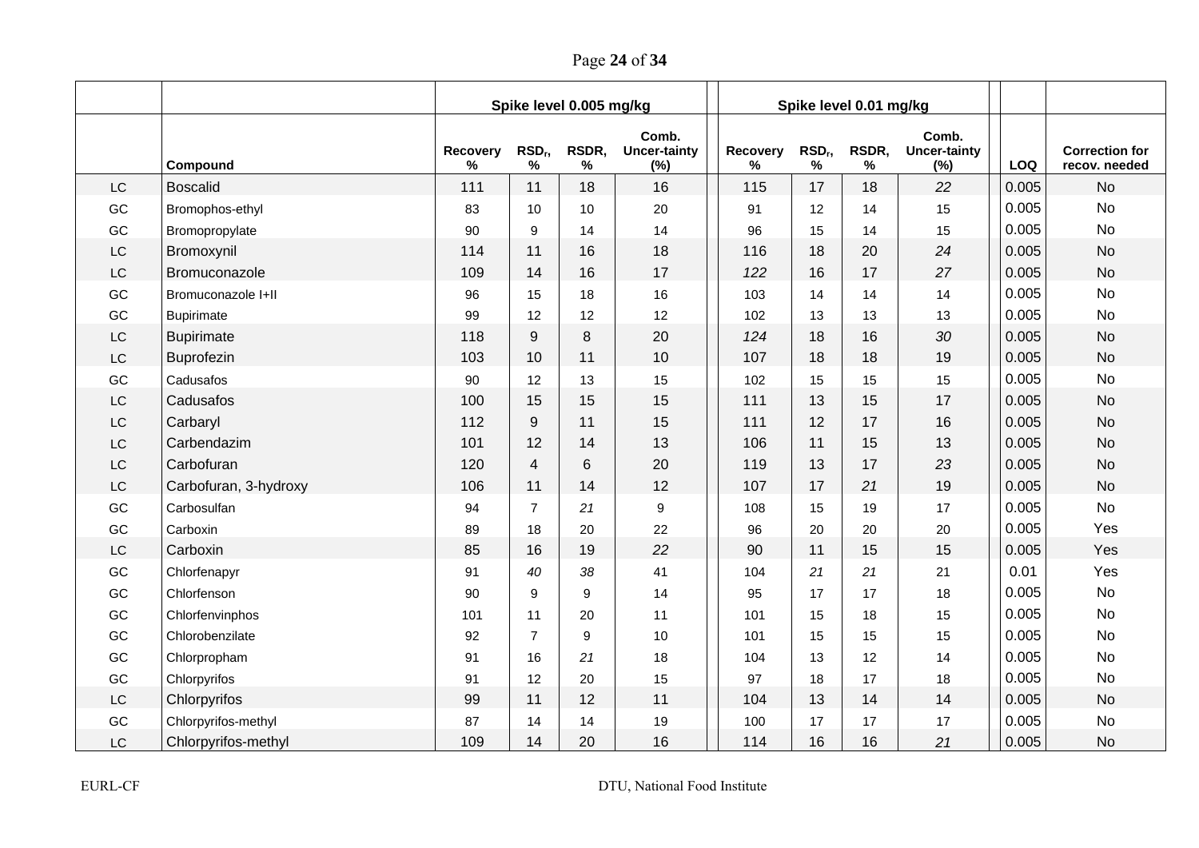| | | Spike level 0.005 mg/kg | | | | Spike level 0.01 mg/kg | | | | | |
|---|---|---|---|---|---|---|---|---|---|---|---|
| | Compound | Recovery % | $RSD_r$, % | RSDR, % | Comb. Uncer-tainty (%) | Recovery % | $RSD_r$, % | RSDR, % | Comb. Uncer-tainty (%) | LOQ | Correction for recov. needed |
| LC | Boscalid | 111 | 11 | 18 | 16 | 115 | 17 | 18 | *22* | 0.005 | No |
| GC | Bromophos-ethyl | 83 | 10 | 10 | 20 | 91 | 12 | 14 | 15 | 0.005 | No |
| GC | Bromopropylate | 90 | 9 | 14 | 14 | 96 | 15 | 14 | 15 | 0.005 | No |
| LC | Bromoxynil | 114 | 11 | 16 | 18 | 116 | 18 | 20 | *24* | 0.005 | No |
| LC | Bromuconazole | 109 | 14 | 16 | 17 | *122* | 16 | 17 | *27* | 0.005 | No |
| GC | Bromuconazole I+II | 96 | 15 | 18 | 16 | 103 | 14 | 14 | 14 | 0.005 | No |
| GC | Bupirimate | 99 | 12 | 12 | 12 | 102 | 13 | 13 | 13 | 0.005 | No |
| LC | Bupirimate | 118 | 9 | 8 | 20 | *124* | 18 | 16 | *30* | 0.005 | No |
| LC | Buprofezin | 103 | 10 | 11 | 10 | 107 | 18 | 18 | 19 | 0.005 | No |
| GC | Cadusafos | 90 | 12 | 13 | 15 | 102 | 15 | 15 | 15 | 0.005 | No |
| LC | Cadusafos | 100 | 15 | 15 | 15 | 111 | 13 | 15 | 17 | 0.005 | No |
| LC | Carbaryl | 112 | 9 | 11 | 15 | 111 | 12 | 17 | 16 | 0.005 | No |
| LC | Carbendazim | 101 | 12 | 14 | 13 | 106 | 11 | 15 | 13 | 0.005 | No |
| LC | Carbofuran | 120 | 4 | 6 | 20 | 119 | 13 | 17 | *23* | 0.005 | No |
| LC | Carbofuran, 3-hydroxy | 106 | 11 | 14 | 12 | 107 | 17 | *21* | 19 | 0.005 | No |
| GC | Carbosulfan | 94 | 7 | *21* | 9 | 108 | 15 | 19 | 17 | 0.005 | No |
| GC | Carboxin | 89 | 18 | 20 | 22 | 96 | 20 | 20 | 20 | 0.005 | Yes |
| LC | Carboxin | 85 | 16 | 19 | *22* | 90 | 11 | 15 | 15 | 0.005 | Yes |
| GC | Chlorfenapyr | 91 | *40* | *38* | 41 | 104 | *21* | *21* | 21 | 0.01 | Yes |
| GC | Chlorfenson | 90 | 9 | 9 | 14 | 95 | 17 | 17 | 18 | 0.005 | No |
| GC | Chlorfenvinphos | 101 | 11 | 20 | 11 | 101 | 15 | 18 | 15 | 0.005 | No |
| GC | Chlorobenzilate | 92 | 7 | 9 | 10 | 101 | 15 | 15 | 15 | 0.005 | No |
| GC | Chlorpropham | 91 | 16 | *21* | 18 | 104 | 13 | 12 | 14 | 0.005 | No |
| GC | Chlorpyrifos | 91 | 12 | 20 | 15 | 97 | 18 | 17 | 18 | 0.005 | No |
| LC | Chlorpyrifos | 99 | 11 | 12 | 11 | 104 | 13 | 14 | 14 | 0.005 | No |
| GC | Chlorpyrifos-methyl | 87 | 14 | 14 | 19 | 100 | 17 | 17 | 17 | 0.005 | No |
| LC | Chlorpyrifos-methyl | 109 | 14 | 20 | 16 | 114 | 16 | 16 | *21* | 0.005 | No |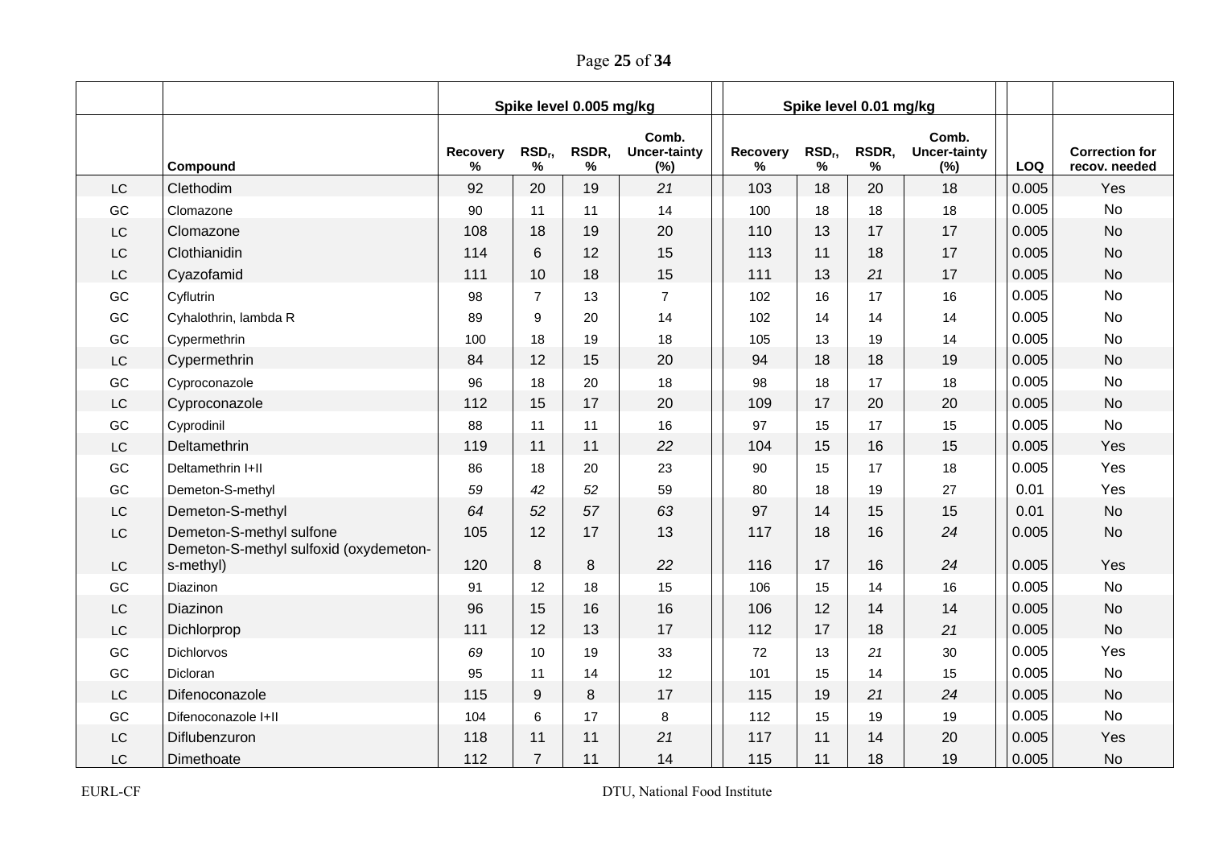| | Compound | Spike level 0.005 mg/kg | | | | Spike level 0.01 mg/kg | | | | LOQ | Correction for recov. needed |
|---|---|---|---|---|---|---|---|---|---|---|---|
| | | Recovery % | $RSD_r$, % | RSDR, % | Comb. Uncer-tainty (%) | Recovery % | $RSD_r$, % | RSDR, % | Comb. Uncer-tainty (%) | | |
| LC | Clethodim | 92 | 20 | 19 | *21* | 103 | 18 | 20 | 18 | 0.005 | Yes |
| GC | Clomazone | 90 | 11 | 11 | 14 | 100 | 18 | 18 | 18 | 0.005 | No |
| LC | Clomazone | 108 | 18 | 19 | 20 | 110 | 13 | 17 | 17 | 0.005 | No |
| LC | Clothianidin | 114 | 6 | 12 | 15 | 113 | 11 | 18 | 17 | 0.005 | No |
| LC | Cyazofamid | 111 | 10 | 18 | 15 | 111 | 13 | *21* | 17 | 0.005 | No |
| GC | Cyflutrin | 98 | 7 | 13 | 7 | 102 | 16 | 17 | 16 | 0.005 | No |
| GC | Cyhalothrin, lambda R | 89 | 9 | 20 | 14 | 102 | 14 | 14 | 14 | 0.005 | No |
| GC | Cypermethrin | 100 | 18 | 19 | 18 | 105 | 13 | 19 | 14 | 0.005 | No |
| LC | Cypermethrin | 84 | 12 | 15 | 20 | 94 | 18 | 18 | 19 | 0.005 | No |
| GC | Cyproconazole | 96 | 18 | 20 | 18 | 98 | 18 | 17 | 18 | 0.005 | No |
| LC | Cyproconazole | 112 | 15 | 17 | 20 | 109 | 17 | 20 | 20 | 0.005 | No |
| GC | Cyprodinil | 88 | 11 | 11 | 16 | 97 | 15 | 17 | 15 | 0.005 | No |
| LC | Deltamethrin | 119 | 11 | 11 | *22* | 104 | 15 | 16 | 15 | 0.005 | Yes |
| GC | Deltamethrin I+II | 86 | 18 | 20 | 23 | 90 | 15 | 17 | 18 | 0.005 | Yes |
| GC | Demeton-S-methyl | *59* | *42* | *52* | 59 | 80 | 18 | 19 | 27 | 0.01 | Yes |
| LC | Demeton-S-methyl | *64* | *52* | *57* | *63* | 97 | 14 | 15 | 15 | 0.01 | No |
| LC | Demeton-S-methyl sulfone | 105 | 12 | 17 | 13 | 117 | 18 | 16 | *24* | 0.005 | No |
| LC | Demeton-S-methyl sulfoxid (oxydemeton-s-methyl) | 120 | 8 | 8 | *22* | 116 | 17 | 16 | *24* | 0.005 | Yes |
| GC | Diazinon | 91 | 12 | 18 | 15 | 106 | 15 | 14 | 16 | 0.005 | No |
| LC | Diazinon | 96 | 15 | 16 | 16 | 106 | 12 | 14 | 14 | 0.005 | No |
| LC | Dichlorprop | 111 | 12 | 13 | 17 | 112 | 17 | 18 | *21* | 0.005 | No |
| GC | Dichlorvos | *69* | 10 | 19 | 33 | 72 | 13 | *21* | 30 | 0.005 | Yes |
| GC | Dicloran | 95 | 11 | 14 | 12 | 101 | 15 | 14 | 15 | 0.005 | No |
| LC | Difenoconazole | 115 | 9 | 8 | 17 | 115 | 19 | *21* | *24* | 0.005 | No |
| GC | Difenoconazole I+II | 104 | 6 | 17 | 8 | 112 | 15 | 19 | 19 | 0.005 | No |
| LC | Diflubenzuron | 118 | 11 | 11 | *21* | 117 | 11 | 14 | 20 | 0.005 | Yes |
| LC | Dimethoate | 112 | 7 | 11 | 14 | 115 | 11 | 18 | 19 | 0.005 | No |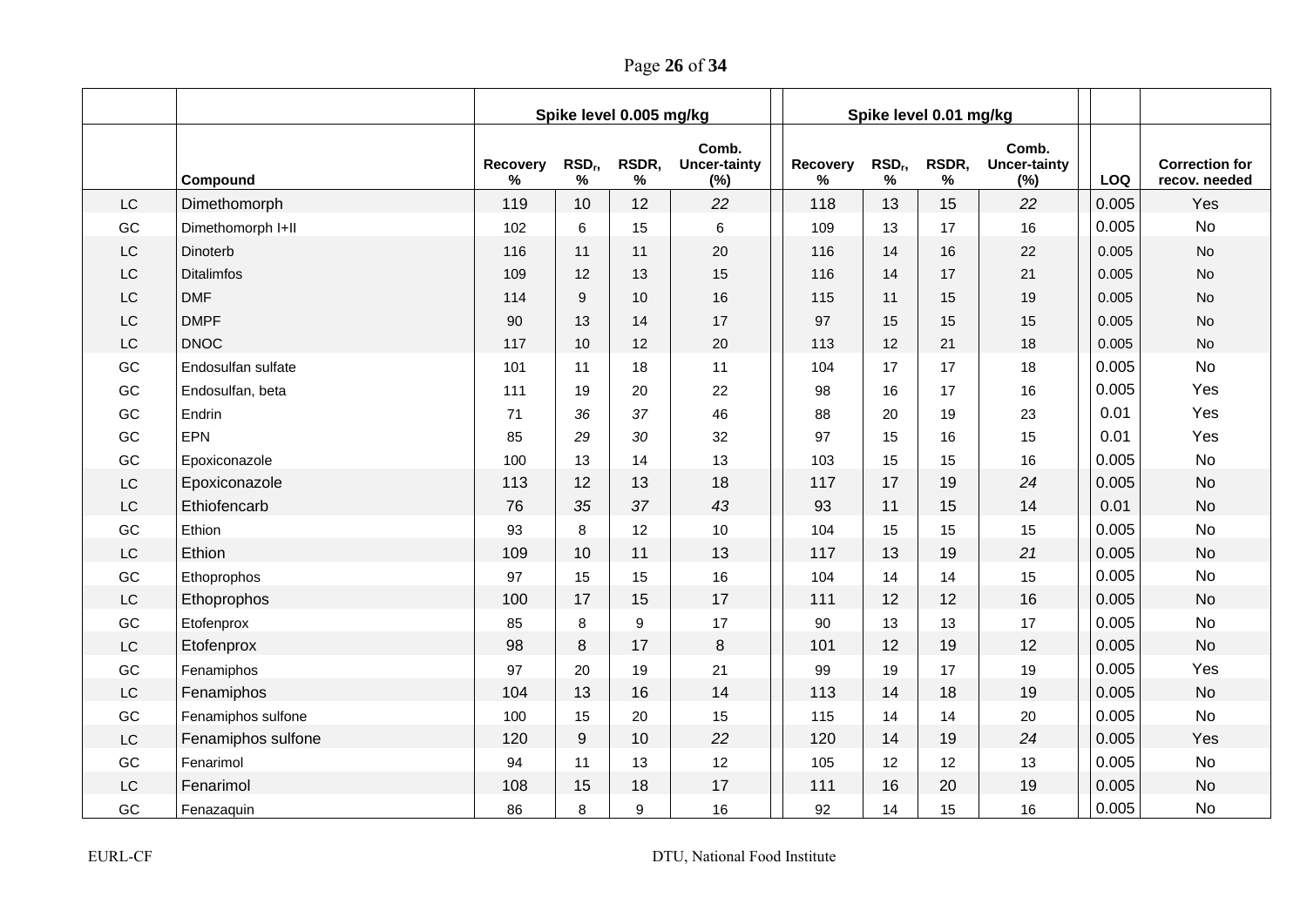| | | Spike level 0.005 mg/kg | | | | Spike level 0.01 mg/kg | | | | | |
|---|---|---|---|---|---|---|---|---|---|---|---|
| | Compound | Recovery % | $RSD_r$, % | RSDR, % | Comb. Uncer-tainty (%) | Recovery % | $RSD_r$, % | RSDR, % | Comb. Uncer-tainty (%) | LOQ | Correction for recov. needed |
| LC | Dimethomorph | 119 | 10 | 12 | *22* | 118 | 13 | 15 | *22* | 0.005 | Yes |
| GC | Dimethomorph I+II | 102 | 6 | 15 | 6 | 109 | 13 | 17 | 16 | 0.005 | No |
| LC | Dinoterb | 116 | 11 | 11 | 20 | 116 | 14 | 16 | 22 | 0.005 | No |
| LC | Ditalimfos | 109 | 12 | 13 | 15 | 116 | 14 | 17 | 21 | 0.005 | No |
| LC | DMF | 114 | 9 | 10 | 16 | 115 | 11 | 15 | 19 | 0.005 | No |
| LC | DMPF | 90 | 13 | 14 | 17 | 97 | 15 | 15 | 15 | 0.005 | No |
| LC | DNOC | 117 | 10 | 12 | 20 | 113 | 12 | 21 | 18 | 0.005 | No |
| GC | Endosulfan sulfate | 101 | 11 | 18 | 11 | 104 | 17 | 17 | 18 | 0.005 | No |
| GC | Endosulfan, beta | 111 | 19 | 20 | 22 | 98 | 16 | 17 | 16 | 0.005 | Yes |
| GC | Endrin | 71 | *36* | *37* | 46 | 88 | 20 | 19 | 23 | 0.01 | Yes |
| GC | EPN | 85 | *29* | *30* | 32 | 97 | 15 | 16 | 15 | 0.01 | Yes |
| GC | Epoxiconazole | 100 | 13 | 14 | 13 | 103 | 15 | 15 | 16 | 0.005 | No |
| LC | Epoxiconazole | 113 | 12 | 13 | 18 | 117 | 17 | 19 | *24* | 0.005 | No |
| LC | Ethiofencarb | 76 | *35* | *37* | *43* | 93 | 11 | 15 | 14 | 0.01 | No |
| GC | Ethion | 93 | 8 | 12 | 10 | 104 | 15 | 15 | 15 | 0.005 | No |
| LC | Ethion | 109 | 10 | 11 | 13 | 117 | 13 | 19 | *21* | 0.005 | No |
| GC | Ethoprophos | 97 | 15 | 15 | 16 | 104 | 14 | 14 | 15 | 0.005 | No |
| LC | Ethoprophos | 100 | 17 | 15 | 17 | 111 | 12 | 12 | 16 | 0.005 | No |
| GC | Etofenprox | 85 | 8 | 9 | 17 | 90 | 13 | 13 | 17 | 0.005 | No |
| LC | Etofenprox | 98 | 8 | 17 | 8 | 101 | 12 | 19 | 12 | 0.005 | No |
| GC | Fenamiphos | 97 | 20 | 19 | 21 | 99 | 19 | 17 | 19 | 0.005 | Yes |
| LC | Fenamiphos | 104 | 13 | 16 | 14 | 113 | 14 | 18 | 19 | 0.005 | No |
| GC | Fenamiphos sulfone | 100 | 15 | 20 | 15 | 115 | 14 | 14 | 20 | 0.005 | No |
| LC | Fenamiphos sulfone | 120 | 9 | 10 | *22* | 120 | 14 | 19 | *24* | 0.005 | Yes |
| GC | Fenarimol | 94 | 11 | 13 | 12 | 105 | 12 | 12 | 13 | 0.005 | No |
| LC | Fenarimol | 108 | 15 | 18 | 17 | 111 | 16 | 20 | 19 | 0.005 | No |
| GC | Fenazaquin | 86 | 8 | 9 | 16 | 92 | 14 | 15 | 16 | 0.005 | No |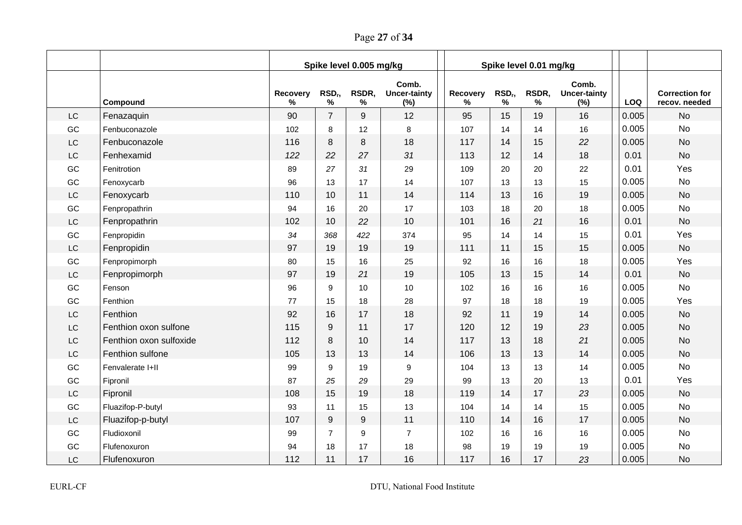| | | Spike level 0.005 mg/kg | | | | Spike level 0.01 mg/kg | | | | | |
|---|---|---|---|---|---|---|---|---|---|---|---|
| | Compound | Recovery % | $RSD_r$, % | RSDR, % | Comb. Uncer-tainty (%) | Recovery % | $RSD_r$, % | RSDR, % | Comb. Uncer-tainty (%) | LOQ | Correction for recov. needed |
| LC | Fenazaquin | 90 | 7 | 9 | 12 | 95 | 15 | 19 | 16 | 0.005 | No |
| GC | Fenbuconazole | 102 | 8 | 12 | 8 | 107 | 14 | 14 | 16 | 0.005 | No |
| LC | Fenbuconazole | 116 | 8 | 8 | 18 | 117 | 14 | 15 | *22* | 0.005 | No |
| LC | Fenhexamid | *122* | *22* | *27* | *31* | 113 | 12 | 14 | 18 | 0.01 | No |
| GC | Fenitrotion | 89 | *27* | *31* | 29 | 109 | 20 | 20 | 22 | 0.01 | Yes |
| GC | Fenoxycarb | 96 | 13 | 17 | 14 | 107 | 13 | 13 | 15 | 0.005 | No |
| LC | Fenoxycarb | 110 | 10 | 11 | 14 | 114 | 13 | 16 | 19 | 0.005 | No |
| GC | Fenpropathrin | 94 | 16 | 20 | 17 | 103 | 18 | 20 | 18 | 0.005 | No |
| LC | Fenpropathrin | 102 | 10 | *22* | 10 | 101 | 16 | *21* | 16 | 0.01 | No |
| GC | Fenpropidin | *34* | *368* | *422* | 374 | 95 | 14 | 14 | 15 | 0.01 | Yes |
| LC | Fenpropidin | 97 | 19 | 19 | 19 | 111 | 11 | 15 | 15 | 0.005 | No |
| GC | Fenpropimorph | 80 | 15 | 16 | 25 | 92 | 16 | 16 | 18 | 0.005 | Yes |
| LC | Fenpropimorph | 97 | 19 | *21* | 19 | 105 | 13 | 15 | 14 | 0.01 | No |
| GC | Fenson | 96 | 9 | 10 | 10 | 102 | 16 | 16 | 16 | 0.005 | No |
| GC | Fenthion | 77 | 15 | 18 | 28 | 97 | 18 | 18 | 19 | 0.005 | Yes |
| LC | Fenthion | 92 | 16 | 17 | 18 | 92 | 11 | 19 | 14 | 0.005 | No |
| LC | Fenthion oxon sulfone | 115 | 9 | 11 | 17 | 120 | 12 | 19 | *23* | 0.005 | No |
| LC | Fenthion oxon sulfoxide | 112 | 8 | 10 | 14 | 117 | 13 | 18 | *21* | 0.005 | No |
| LC | Fenthion sulfone | 105 | 13 | 13 | 14 | 106 | 13 | 13 | 14 | 0.005 | No |
| GC | Fenvalerate I+II | 99 | 9 | 19 | 9 | 104 | 13 | 13 | 14 | 0.005 | No |
| GC | Fipronil | 87 | *25* | *29* | 29 | 99 | 13 | 20 | 13 | 0.01 | Yes |
| LC | Fipronil | 108 | 15 | 19 | 18 | 119 | 14 | 17 | *23* | 0.005 | No |
| GC | Fluazifop-P-butyl | 93 | 11 | 15 | 13 | 104 | 14 | 14 | 15 | 0.005 | No |
| LC | Fluazifop-p-butyl | 107 | 9 | 9 | 11 | 110 | 14 | 16 | 17 | 0.005 | No |
| GC | Fludioxonil | 99 | 7 | 9 | 7 | 102 | 16 | 16 | 16 | 0.005 | No |
| GC | Flufenoxuron | 94 | 18 | 17 | 18 | 98 | 19 | 19 | 19 | 0.005 | No |
| LC | Flufenoxuron | 112 | 11 | 17 | 16 | 117 | 16 | 17 | *23* | 0.005 | No |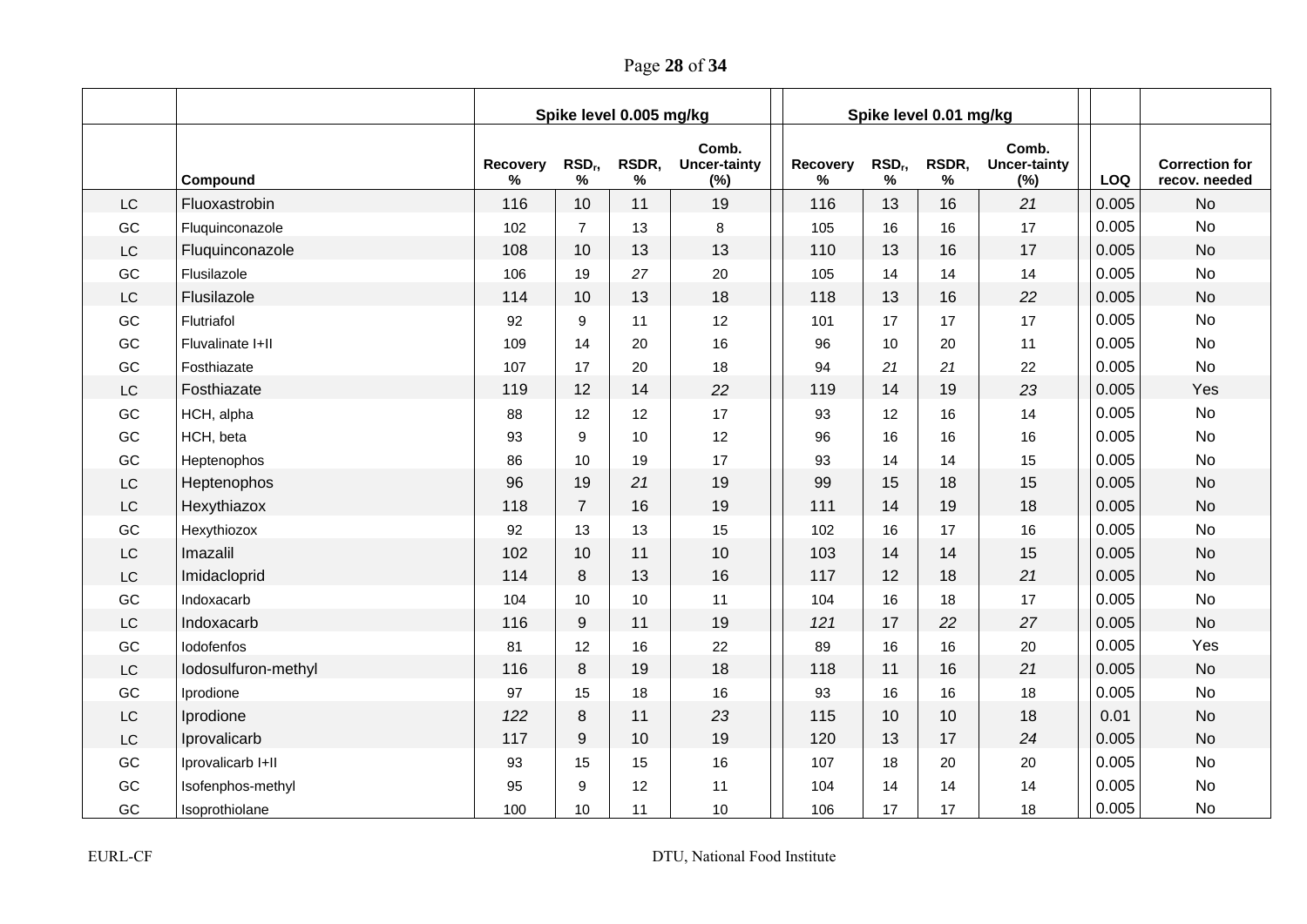| | | Spike level 0.005 mg/kg | | | | Spike level 0.01 mg/kg | | | | | |
|---|---|---|---|---|---|---|---|---|---|---|---|
| | Compound | Recovery % | $RSD_r$, % | RSDR, % | Comb. Uncer-tainty (%) | Recovery % | $RSD_r$, % | RSDR, % | Comb. Uncer-tainty (%) | LOQ | Correction for recov. needed |
| LC | Fluoxastrobin | 116 | 10 | 11 | 19 | 116 | 13 | 16 | *21* | 0.005 | No |
| GC | Fluquinconazole | 102 | 7 | 13 | 8 | 105 | 16 | 16 | 17 | 0.005 | No |
| LC | Fluquinconazole | 108 | 10 | 13 | 13 | 110 | 13 | 16 | 17 | 0.005 | No |
| GC | Flusilazole | 106 | 19 | *27* | 20 | 105 | 14 | 14 | 14 | 0.005 | No |
| LC | Flusilazole | 114 | 10 | 13 | 18 | 118 | 13 | 16 | *22* | 0.005 | No |
| GC | Flutriafol | 92 | 9 | 11 | 12 | 101 | 17 | 17 | 17 | 0.005 | No |
| GC | Fluvalinate I+II | 109 | 14 | 20 | 16 | 96 | 10 | 20 | 11 | 0.005 | No |
| GC | Fosthiazate | 107 | 17 | 20 | 18 | 94 | *21* | *21* | 22 | 0.005 | No |
| LC | Fosthiazate | 119 | 12 | 14 | *22* | 119 | 14 | 19 | *23* | 0.005 | Yes |
| GC | HCH, alpha | 88 | 12 | 12 | 17 | 93 | 12 | 16 | 14 | 0.005 | No |
| GC | HCH, beta | 93 | 9 | 10 | 12 | 96 | 16 | 16 | 16 | 0.005 | No |
| GC | Heptenophos | 86 | 10 | 19 | 17 | 93 | 14 | 14 | 15 | 0.005 | No |
| LC | Heptenophos | 96 | 19 | *21* | 19 | 99 | 15 | 18 | 15 | 0.005 | No |
| LC | Hexythiazox | 118 | 7 | 16 | 19 | 111 | 14 | 19 | 18 | 0.005 | No |
| GC | Hexythiozox | 92 | 13 | 13 | 15 | 102 | 16 | 17 | 16 | 0.005 | No |
| LC | Imazalil | 102 | 10 | 11 | 10 | 103 | 14 | 14 | 15 | 0.005 | No |
| LC | Imidacloprid | 114 | 8 | 13 | 16 | 117 | 12 | 18 | *21* | 0.005 | No |
| GC | Indoxacarb | 104 | 10 | 10 | 11 | 104 | 16 | 18 | 17 | 0.005 | No |
| LC | Indoxacarb | 116 | 9 | 11 | 19 | *121* | 17 | *22* | *27* | 0.005 | No |
| GC | Iodofenfos | 81 | 12 | 16 | 22 | 89 | 16 | 16 | 20 | 0.005 | Yes |
| LC | Iodosulfuron-methyl | 116 | 8 | 19 | 18 | 118 | 11 | 16 | *21* | 0.005 | No |
| GC | Iprodione | 97 | 15 | 18 | 16 | 93 | 16 | 16 | 18 | 0.005 | No |
| LC | Iprodione | *122* | 8 | 11 | *23* | 115 | 10 | 10 | 18 | 0.01 | No |
| LC | Iprovalicarb | 117 | 9 | 10 | 19 | 120 | 13 | 17 | *24* | 0.005 | No |
| GC | Iprovalicarb I+II | 93 | 15 | 15 | 16 | 107 | 18 | 20 | 20 | 0.005 | No |
| GC | Isofenphos-methyl | 95 | 9 | 12 | 11 | 104 | 14 | 14 | 14 | 0.005 | No |
| GC | Isoprothiolane | 100 | 10 | 11 | 10 | 106 | 17 | 17 | 18 | 0.005 | No |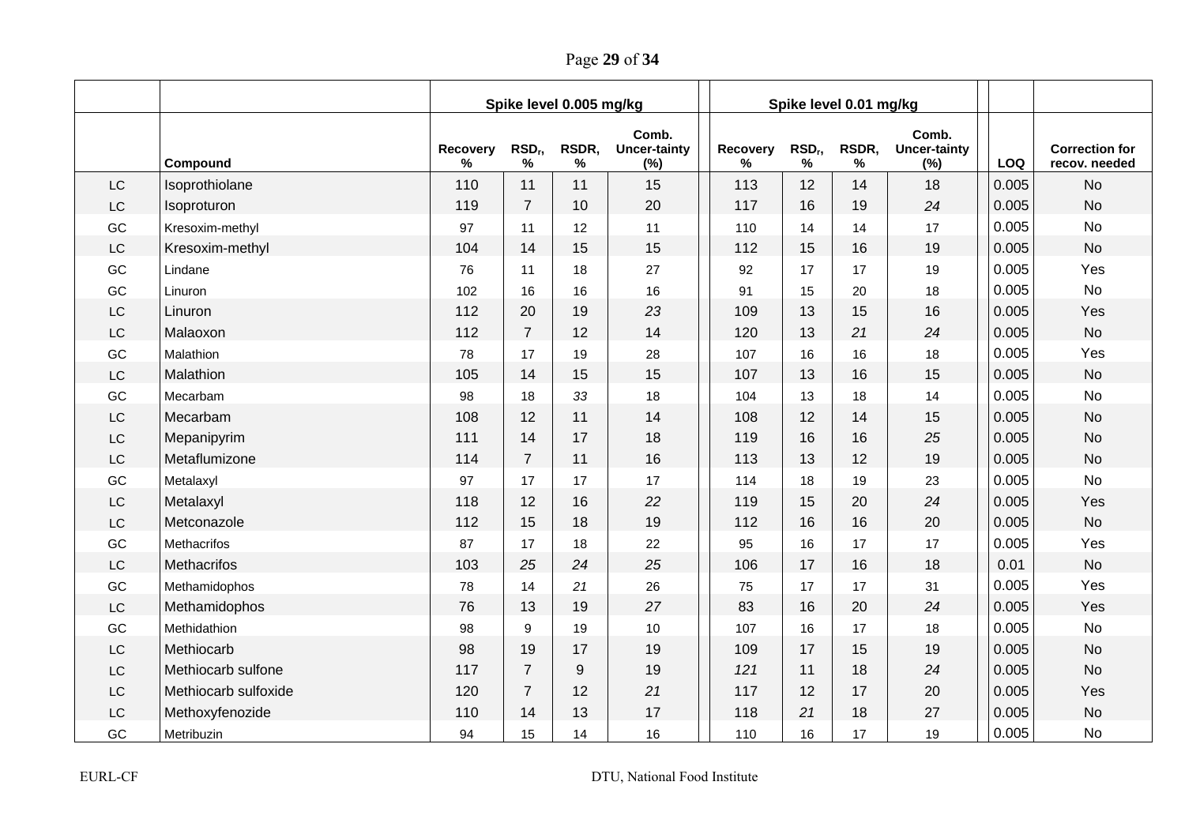| | | Spike level 0.005 mg/kg | | | | Spike level 0.01 mg/kg | | | | | |
|---|---|---|---|---|---|---|---|---|---|---|---|
| | Compound | Recovery % | $RSD_r$, % | RSDR, % | Comb. Uncer-tainty (%) | Recovery % | $RSD_r$, % | RSDR, % | Comb. Uncer-tainty (%) | LOQ | Correction for recov. needed |
| LC | Isoprothiolane | 110 | 11 | 11 | 15 | 113 | 12 | 14 | 18 | 0.005 | No |
| LC | Isoproturon | 119 | 7 | 10 | 20 | 117 | 16 | 19 | *24* | 0.005 | No |
| GC | Kresoxim-methyl | 97 | 11 | 12 | 11 | 110 | 14 | 14 | 17 | 0.005 | No |
| LC | Kresoxim-methyl | 104 | 14 | 15 | 15 | 112 | 15 | 16 | 19 | 0.005 | No |
| GC | Lindane | 76 | 11 | 18 | 27 | 92 | 17 | 17 | 19 | 0.005 | Yes |
| GC | Linuron | 102 | 16 | 16 | 16 | 91 | 15 | 20 | 18 | 0.005 | No |
| LC | Linuron | 112 | 20 | 19 | *23* | 109 | 13 | 15 | 16 | 0.005 | Yes |
| LC | Malaoxon | 112 | 7 | 12 | 14 | 120 | 13 | *21* | *24* | 0.005 | No |
| GC | Malathion | 78 | 17 | 19 | 28 | 107 | 16 | 16 | 18 | 0.005 | Yes |
| LC | Malathion | 105 | 14 | 15 | 15 | 107 | 13 | 16 | 15 | 0.005 | No |
| GC | Mecarbam | 98 | 18 | *33* | 18 | 104 | 13 | 18 | 14 | 0.005 | No |
| LC | Mecarbam | 108 | 12 | 11 | 14 | 108 | 12 | 14 | 15 | 0.005 | No |
| LC | Mepanipyrim | 111 | 14 | 17 | 18 | 119 | 16 | 16 | *25* | 0.005 | No |
| LC | Metaflumizone | 114 | 7 | 11 | 16 | 113 | 13 | 12 | 19 | 0.005 | No |
| GC | Metalaxyl | 97 | 17 | 17 | 17 | 114 | 18 | 19 | 23 | 0.005 | No |
| LC | Metalaxyl | 118 | 12 | 16 | *22* | 119 | 15 | 20 | *24* | 0.005 | Yes |
| LC | Metconazole | 112 | 15 | 18 | 19 | 112 | 16 | 16 | 20 | 0.005 | No |
| GC | Methacrifos | 87 | 17 | 18 | 22 | 95 | 16 | 17 | 17 | 0.005 | Yes |
| LC | Methacrifos | 103 | *25* | *24* | *25* | 106 | 17 | 16 | 18 | 0.01 | No |
| GC | Methamidophos | 78 | 14 | *21* | 26 | 75 | 17 | 17 | 31 | 0.005 | Yes |
| LC | Methamidophos | 76 | 13 | 19 | *27* | 83 | 16 | 20 | *24* | 0.005 | Yes |
| GC | Methidathion | 98 | 9 | 19 | 10 | 107 | 16 | 17 | 18 | 0.005 | No |
| LC | Methiocarb | 98 | 19 | 17 | 19 | 109 | 17 | 15 | 19 | 0.005 | No |
| LC | Methiocarb sulfone | 117 | 7 | 9 | 19 | *121* | 11 | 18 | *24* | 0.005 | No |
| LC | Methiocarb sulfoxide | 120 | 7 | 12 | *21* | 117 | 12 | 17 | 20 | 0.005 | Yes |
| LC | Methoxyfenozide | 110 | 14 | 13 | 17 | 118 | *21* | 18 | 27 | 0.005 | No |
| GC | Metribuzin | 94 | 15 | 14 | 16 | 110 | 16 | 17 | 19 | 0.005 | No |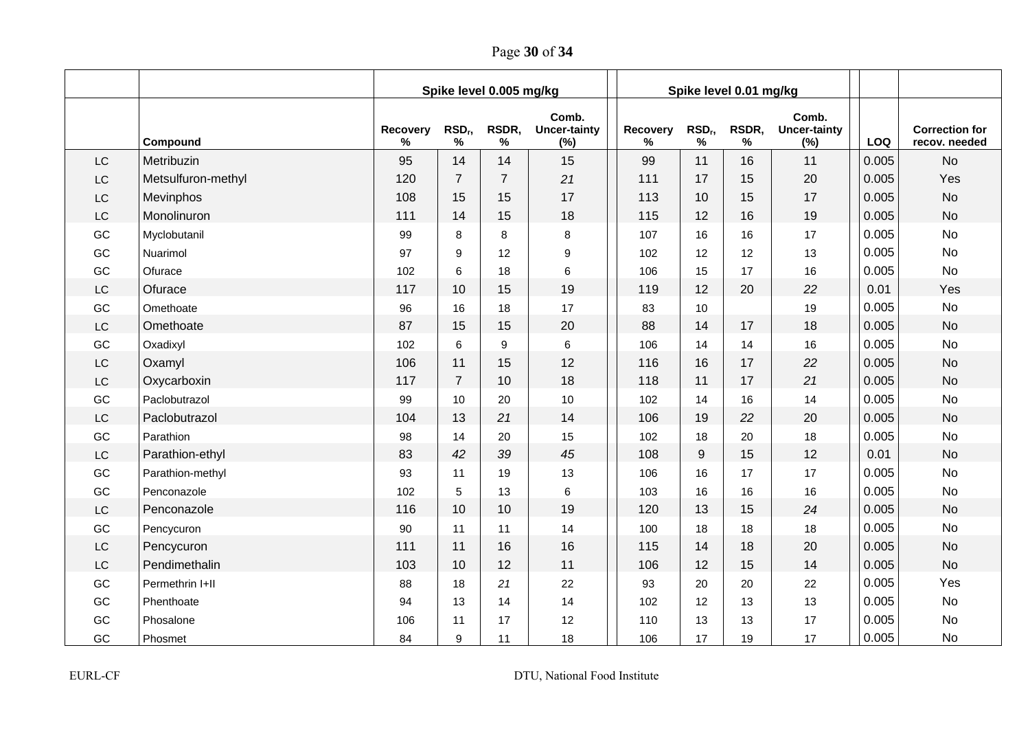| | | Spike level 0.005 mg/kg | | | | Spike level 0.01 mg/kg | | | | | |
|---|---|---|---|---|---|---|---|---|---|---|---|
| | Compound | Recovery % | $RSD_r$, % | RSDR, % | Comb. Uncer-tainty (%) | Recovery % | $RSD_r$, % | RSDR, % | Comb. Uncer-tainty (%) | LOQ | Correction for recov. needed |
| LC | Metribuzin | 95 | 14 | 14 | 15 | 99 | 11 | 16 | 11 | 0.005 | No |
| LC | Metsulfuron-methyl | 120 | 7 | 7 | *21* | 111 | 17 | 15 | 20 | 0.005 | Yes |
| LC | Mevinphos | 108 | 15 | 15 | 17 | 113 | 10 | 15 | 17 | 0.005 | No |
| LC | Monolinuron | 111 | 14 | 15 | 18 | 115 | 12 | 16 | 19 | 0.005 | No |
| GC | Myclobutanil | 99 | 8 | 8 | 8 | 107 | 16 | 16 | 17 | 0.005 | No |
| GC | Nuarimol | 97 | 9 | 12 | 9 | 102 | 12 | 12 | 13 | 0.005 | No |
| GC | Ofurace | 102 | 6 | 18 | 6 | 106 | 15 | 17 | 16 | 0.005 | No |
| LC | Ofurace | 117 | 10 | 15 | 19 | 119 | 12 | 20 | *22* | 0.01 | Yes |
| GC | Omethoate | 96 | 16 | 18 | 17 | 83 | 10 | | 19 | 0.005 | No |
| LC | Omethoate | 87 | 15 | 15 | 20 | 88 | 14 | 17 | 18 | 0.005 | No |
| GC | Oxadixyl | 102 | 6 | 9 | 6 | 106 | 14 | 14 | 16 | 0.005 | No |
| LC | Oxamyl | 106 | 11 | 15 | 12 | 116 | 16 | 17 | *22* | 0.005 | No |
| LC | Oxycarboxin | 117 | 7 | 10 | 18 | 118 | 11 | 17 | *21* | 0.005 | No |
| GC | Paclobutrazol | 99 | 10 | 20 | 10 | 102 | 14 | 16 | 14 | 0.005 | No |
| LC | Paclobutrazol | 104 | 13 | *21* | 14 | 106 | 19 | *22* | 20 | 0.005 | No |
| GC | Parathion | 98 | 14 | 20 | 15 | 102 | 18 | 20 | 18 | 0.005 | No |
| LC | Parathion-ethyl | 83 | *42* | *39* | *45* | 108 | 9 | 15 | 12 | 0.01 | No |
| GC | Parathion-methyl | 93 | 11 | 19 | 13 | 106 | 16 | 17 | 17 | 0.005 | No |
| GC | Penconazole | 102 | 5 | 13 | 6 | 103 | 16 | 16 | 16 | 0.005 | No |
| LC | Penconazole | 116 | 10 | 10 | 19 | 120 | 13 | 15 | *24* | 0.005 | No |
| GC | Pencycuron | 90 | 11 | 11 | 14 | 100 | 18 | 18 | 18 | 0.005 | No |
| LC | Pencycuron | 111 | 11 | 16 | 16 | 115 | 14 | 18 | 20 | 0.005 | No |
| LC | Pendimethalin | 103 | 10 | 12 | 11 | 106 | 12 | 15 | 14 | 0.005 | No |
| GC | Permethrin I+II | 88 | 18 | *21* | 22 | 93 | 20 | 20 | 22 | 0.005 | Yes |
| GC | Phenthoate | 94 | 13 | 14 | 14 | 102 | 12 | 13 | 13 | 0.005 | No |
| GC | Phosalone | 106 | 11 | 17 | 12 | 110 | 13 | 13 | 17 | 0.005 | No |
| GC | Phosmet | 84 | 9 | 11 | 18 | 106 | 17 | 19 | 17 | 0.005 | No |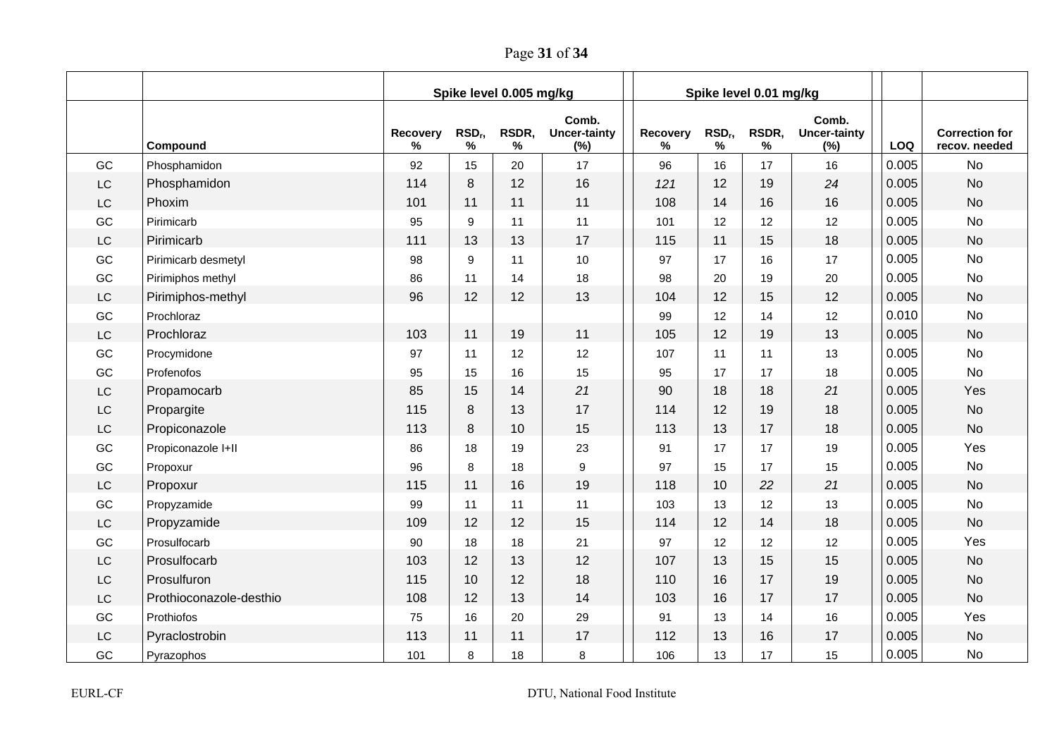| | | Spike level 0.005 mg/kg | | | | | Spike level 0.01 mg/kg | | | | | | |
|---|---|---|---|---|---|---|---|---|---|---|---|---|---|
| | Compound | Recovery % | $RSD_r$, % | RSDR, % | Comb. Uncer-tainty (%) | | Recovery % | $RSD_r$, % | RSDR, % | Comb. Uncer-tainty (%) | | LOQ | Correction for recov. needed |
| GC | Phosphamidon | 92 | 15 | 20 | 17 | | 96 | 16 | 17 | 16 | | 0.005 | No |
| LC | Phosphamidon | 114 | 8 | 12 | 16 | | *121* | 12 | 19 | *24* | | 0.005 | No |
| LC | Phoxim | 101 | 11 | 11 | 11 | | 108 | 14 | 16 | 16 | | 0.005 | No |
| GC | Pirimicarb | 95 | 9 | 11 | 11 | | 101 | 12 | 12 | 12 | | 0.005 | No |
| LC | Pirimicarb | 111 | 13 | 13 | 17 | | 115 | 11 | 15 | 18 | | 0.005 | No |
| GC | Pirimicarb desmetyl | 98 | 9 | 11 | 10 | | 97 | 17 | 16 | 17 | | 0.005 | No |
| GC | Pirimiphos methyl | 86 | 11 | 14 | 18 | | 98 | 20 | 19 | 20 | | 0.005 | No |
| LC | Pirimiphos-methyl | 96 | 12 | 12 | 13 | | 104 | 12 | 15 | 12 | | 0.005 | No |
| GC | Prochloraz | | | | | | 99 | 12 | 14 | 12 | | 0.010 | No |
| LC | Prochloraz | 103 | 11 | 19 | 11 | | 105 | 12 | 19 | 13 | | 0.005 | No |
| GC | Procymidone | 97 | 11 | 12 | 12 | | 107 | 11 | 11 | 13 | | 0.005 | No |
| GC | Profenofos | 95 | 15 | 16 | 15 | | 95 | 17 | 17 | 18 | | 0.005 | No |
| LC | Propamocarb | 85 | 15 | 14 | *21* | | 90 | 18 | 18 | *21* | | 0.005 | Yes |
| LC | Propargite | 115 | 8 | 13 | 17 | | 114 | 12 | 19 | 18 | | 0.005 | No |
| LC | Propiconazole | 113 | 8 | 10 | 15 | | 113 | 13 | 17 | 18 | | 0.005 | No |
| GC | Propiconazole I+II | 86 | 18 | 19 | 23 | | 91 | 17 | 17 | 19 | | 0.005 | Yes |
| GC | Propoxur | 96 | 8 | 18 | 9 | | 97 | 15 | 17 | 15 | | 0.005 | No |
| LC | Propoxur | 115 | 11 | 16 | 19 | | 118 | 10 | *22* | *21* | | 0.005 | No |
| GC | Propyzamide | 99 | 11 | 11 | 11 | | 103 | 13 | 12 | 13 | | 0.005 | No |
| LC | Propyzamide | 109 | 12 | 12 | 15 | | 114 | 12 | 14 | 18 | | 0.005 | No |
| GC | Prosulfocarb | 90 | 18 | 18 | 21 | | 97 | 12 | 12 | 12 | | 0.005 | Yes |
| LC | Prosulfocarb | 103 | 12 | 13 | 12 | | 107 | 13 | 15 | 15 | | 0.005 | No |
| LC | Prosulfuron | 115 | 10 | 12 | 18 | | 110 | 16 | 17 | 19 | | 0.005 | No |
| LC | Prothioconazole-desthio | 108 | 12 | 13 | 14 | | 103 | 16 | 17 | 17 | | 0.005 | No |
| GC | Prothiofos | 75 | 16 | 20 | 29 | | 91 | 13 | 14 | 16 | | 0.005 | Yes |
| LC | Pyraclostrobin | 113 | 11 | 11 | 17 | | 112 | 13 | 16 | 17 | | 0.005 | No |
| GC | Pyrazophos | 101 | 8 | 18 | 8 | | 106 | 13 | 17 | 15 | | 0.005 | No |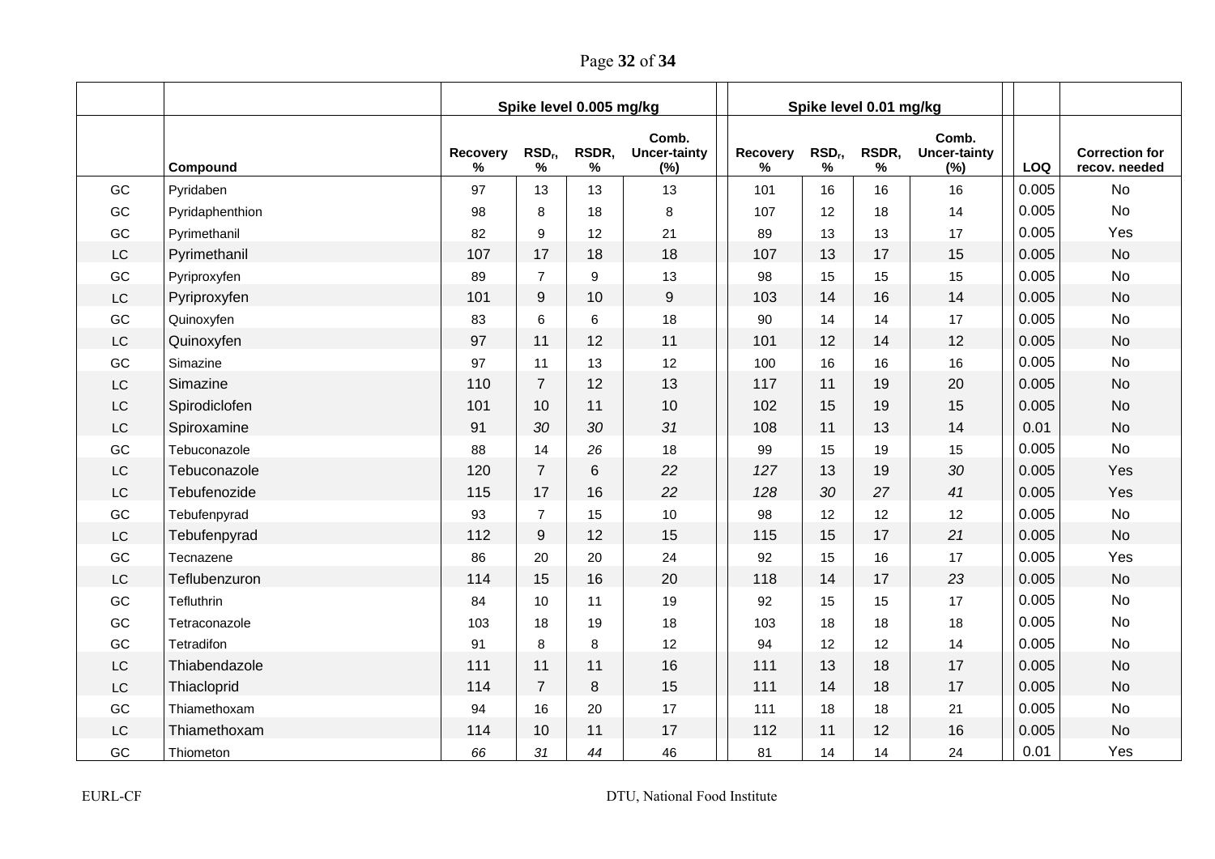| | | Spike level 0.005 mg/kg | | | | | Spike level 0.01 mg/kg | | | | | |
|---|---|---|---|---|---|---|---|---|---|---|---|---|
| | Compound | Recovery % | $RSD_r$, % | RSDR, % | Comb. Uncer-tainty (%) | | Recovery % | $RSD_r$, % | RSDR, % | Comb. Uncer-tainty (%) | LOQ | Correction for recov. needed |
| GC | Pyridaben | 97 | 13 | 13 | 13 | | 101 | 16 | 16 | 16 | 0.005 | No |
| GC | Pyridaphenthion | 98 | 8 | 18 | 8 | | 107 | 12 | 18 | 14 | 0.005 | No |
| GC | Pyrimethanil | 82 | 9 | 12 | 21 | | 89 | 13 | 13 | 17 | 0.005 | Yes |
| LC | Pyrimethanil | 107 | 17 | 18 | 18 | | 107 | 13 | 17 | 15 | 0.005 | No |
| GC | Pyriproxyfen | 89 | 7 | 9 | 13 | | 98 | 15 | 15 | 15 | 0.005 | No |
| LC | Pyriproxyfen | 101 | 9 | 10 | 9 | | 103 | 14 | 16 | 14 | 0.005 | No |
| GC | Quinoxyfen | 83 | 6 | 6 | 18 | | 90 | 14 | 14 | 17 | 0.005 | No |
| LC | Quinoxyfen | 97 | 11 | 12 | 11 | | 101 | 12 | 14 | 12 | 0.005 | No |
| GC | Simazine | 97 | 11 | 13 | 12 | | 100 | 16 | 16 | 16 | 0.005 | No |
| LC | Simazine | 110 | 7 | 12 | 13 | | 117 | 11 | 19 | 20 | 0.005 | No |
| LC | Spirodiclofen | 101 | 10 | 11 | 10 | | 102 | 15 | 19 | 15 | 0.005 | No |
| LC | Spiroxamine | 91 | *30* | *30* | *31* | | 108 | 11 | 13 | 14 | 0.01 | No |
| GC | Tebuconazole | 88 | 14 | *26* | 18 | | 99 | 15 | 19 | 15 | 0.005 | No |
| LC | Tebuconazole | 120 | 7 | 6 | *22* | | *127* | 13 | 19 | *30* | 0.005 | Yes |
| LC | Tebufenozide | 115 | 17 | 16 | *22* | | *128* | *30* | *27* | *41* | 0.005 | Yes |
| GC | Tebufenpyrad | 93 | 7 | 15 | 10 | | 98 | 12 | 12 | 12 | 0.005 | No |
| LC | Tebufenpyrad | 112 | 9 | 12 | 15 | | 115 | 15 | 17 | *21* | 0.005 | No |
| GC | Tecnazene | 86 | 20 | 20 | 24 | | 92 | 15 | 16 | 17 | 0.005 | Yes |
| LC | Teflubenzuron | 114 | 15 | 16 | 20 | | 118 | 14 | 17 | *23* | 0.005 | No |
| GC | Tefluthrin | 84 | 10 | 11 | 19 | | 92 | 15 | 15 | 17 | 0.005 | No |
| GC | Tetraconazole | 103 | 18 | 19 | 18 | | 103 | 18 | 18 | 18 | 0.005 | No |
| GC | Tetradifon | 91 | 8 | 8 | 12 | | 94 | 12 | 12 | 14 | 0.005 | No |
| LC | Thiabendazole | 111 | 11 | 11 | 16 | | 111 | 13 | 18 | 17 | 0.005 | No |
| LC | Thiacloprid | 114 | 7 | 8 | 15 | | 111 | 14 | 18 | 17 | 0.005 | No |
| GC | Thiamethoxam | 94 | 16 | 20 | 17 | | 111 | 18 | 18 | 21 | 0.005 | No |
| LC | Thiamethoxam | 114 | 10 | 11 | 17 | | 112 | 11 | 12 | 16 | 0.005 | No |
| GC | Thiometon | *66* | *31* | *44* | 46 | | 81 | 14 | 14 | 24 | 0.01 | Yes |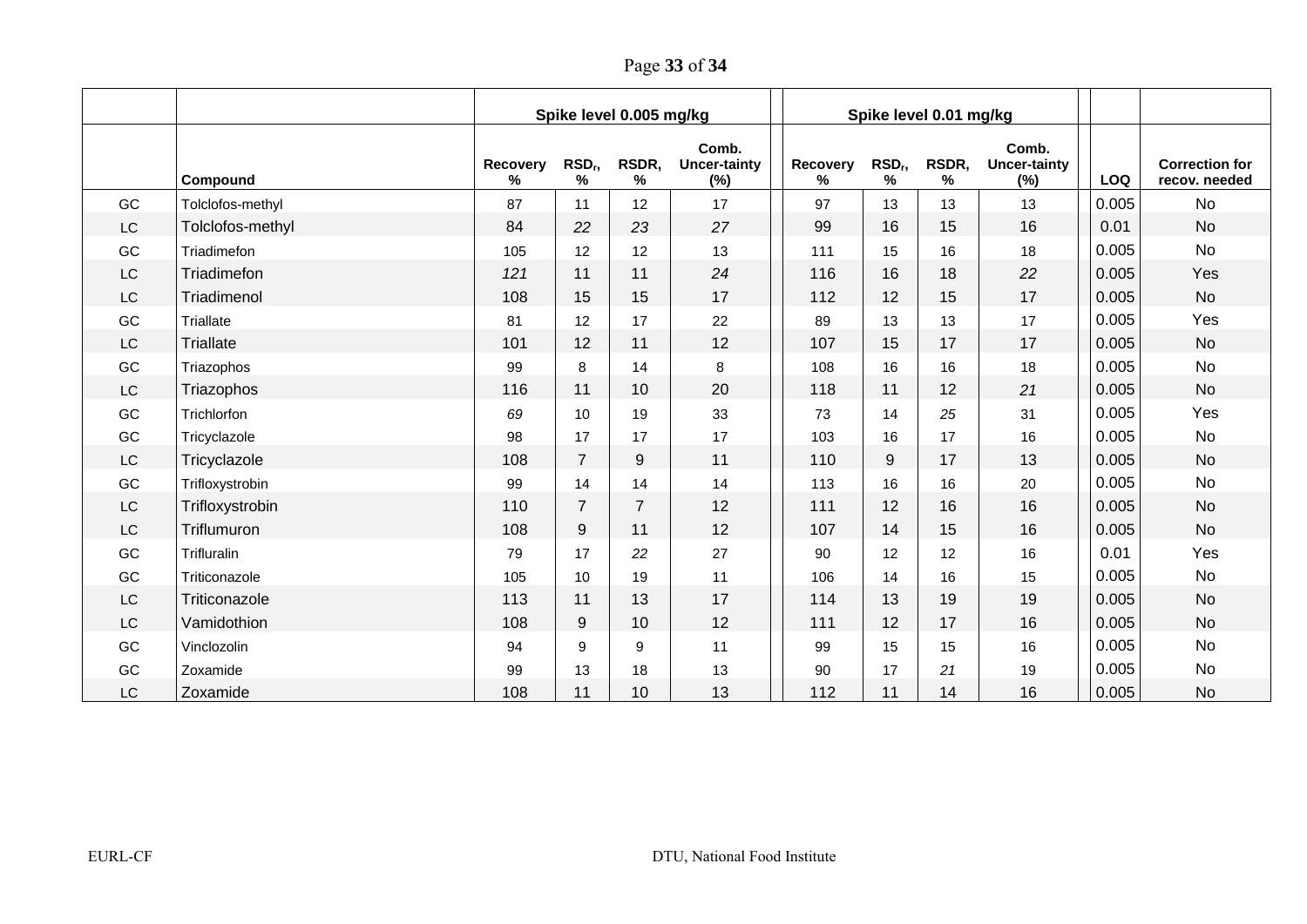| | | Spike level 0.005 mg/kg | | | | Spike level 0.01 mg/kg | | | | | |
|---|---|---|---|---|---|---|---|---|---|---|---|
| | **Compound** | **Recovery %** | **$RSD_r$, %** | **RSDR, %** | **Comb. Uncer-tainty (%)** | **Recovery %** | **$RSD_r$, %** | **RSDR, %** | **Comb. Uncer-tainty (%)** | **LOQ** | **Correction for recov. needed** |
| GC | Tolclofos-methyl | 87 | 11 | 12 | 17 | 97 | 13 | 13 | 13 | 0.005 | No |
| LC | Tolclofos-methyl | 84 | *22* | *23* | *27* | 99 | 16 | 15 | 16 | 0.01 | No |
| GC | Triadimefon | 105 | 12 | 12 | 13 | 111 | 15 | 16 | 18 | 0.005 | No |
| LC | Triadimefon | *121* | 11 | 11 | *24* | 116 | 16 | 18 | *22* | 0.005 | Yes |
| LC | Triadimenol | 108 | 15 | 15 | 17 | 112 | 12 | 15 | 17 | 0.005 | No |
| GC | Triallate | 81 | 12 | 17 | 22 | 89 | 13 | 13 | 17 | 0.005 | Yes |
| LC | Triallate | 101 | 12 | 11 | 12 | 107 | 15 | 17 | 17 | 0.005 | No |
| GC | Triazophos | 99 | 8 | 14 | 8 | 108 | 16 | 16 | 18 | 0.005 | No |
| LC | Triazophos | 116 | 11 | 10 | 20 | 118 | 11 | 12 | *21* | 0.005 | No |
| GC | Trichlorfon | *69* | 10 | 19 | 33 | 73 | 14 | *25* | 31 | 0.005 | Yes |
| GC | Tricyclazole | 98 | 17 | 17 | 17 | 103 | 16 | 17 | 16 | 0.005 | No |
| LC | Tricyclazole | 108 | 7 | 9 | 11 | 110 | 9 | 17 | 13 | 0.005 | No |
| GC | Trifloxystrobin | 99 | 14 | 14 | 14 | 113 | 16 | 16 | 20 | 0.005 | No |
| LC | Trifloxystrobin | 110 | 7 | 7 | 12 | 111 | 12 | 16 | 16 | 0.005 | No |
| LC | Triflumuron | 108 | 9 | 11 | 12 | 107 | 14 | 15 | 16 | 0.005 | No |
| GC | Trifluralin | 79 | 17 | *22* | 27 | 90 | 12 | 12 | 16 | 0.01 | Yes |
| GC | Triticonazole | 105 | 10 | 19 | 11 | 106 | 14 | 16 | 15 | 0.005 | No |
| LC | Triticonazole | 113 | 11 | 13 | 17 | 114 | 13 | 19 | 19 | 0.005 | No |
| LC | Vamidothion | 108 | 9 | 10 | 12 | 111 | 12 | 17 | 16 | 0.005 | No |
| GC | Vinclozolin | 94 | 9 | 9 | 11 | 99 | 15 | 15 | 16 | 0.005 | No |
| GC | Zoxamide | 99 | 13 | 18 | 13 | 90 | 17 | *21* | 19 | 0.005 | No |
| LC | Zoxamide | 108 | 11 | 10 | 13 | 112 | 11 | 14 | 16 | 0.005 | No |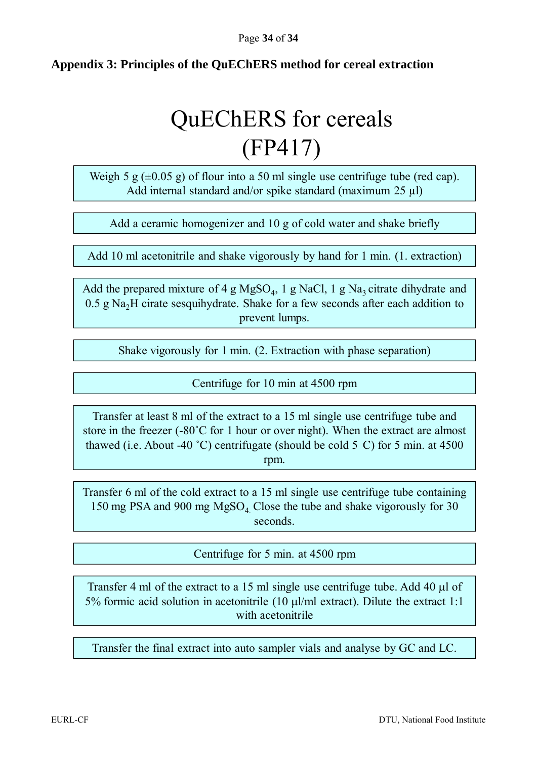**Appendix 3: Principles of the QuEChERS method for cereal extraction**

# QuEChERS for cereals (FP417)

Weigh 5 g (±0.05 g) of flour into a 50 ml single use centrifuge tube (red cap). Add internal standard and/or spike standard (maximum 25 µl)

Add a ceramic homogenizer and 10 g of cold water and shake briefly

Add 10 ml acetonitrile and shake vigorously by hand for 1 min. (1. extraction)

Add the prepared mixture of 4 g $MgSO_4$, 1 g NaCl, 1 g $Na_3$ citrate dihydrate and 0.5 g $Na_2$H cirate sesquihydrate. Shake for a few seconds after each addition to prevent lumps.

Shake vigorously for 1 min. (2. Extraction with phase separation)

Centrifuge for 10 min at 4500 rpm

Transfer at least 8 ml of the extract to a 15 ml single use centrifuge tube and store in the freezer (-80˚C for 1 hour or over night). When the extract are almost thawed (i.e. About -40 ˚C) centrifugate (should be cold 5 C) for 5 min. at 4500 rpm.

Transfer 6 ml of the cold extract to a 15 ml single use centrifuge tube containing 150 mg PSA and 900 mg $MgSO_4$. Close the tube and shake vigorously for 30 seconds.

Centrifuge for 5 min. at 4500 rpm

Transfer 4 ml of the extract to a 15 ml single use centrifuge tube. Add 40 µl of 5% formic acid solution in acetonitrile (10 µl/ml extract). Dilute the extract 1:1 with acetonitrile

Transfer the final extract into auto sampler vials and analyse by GC and LC.